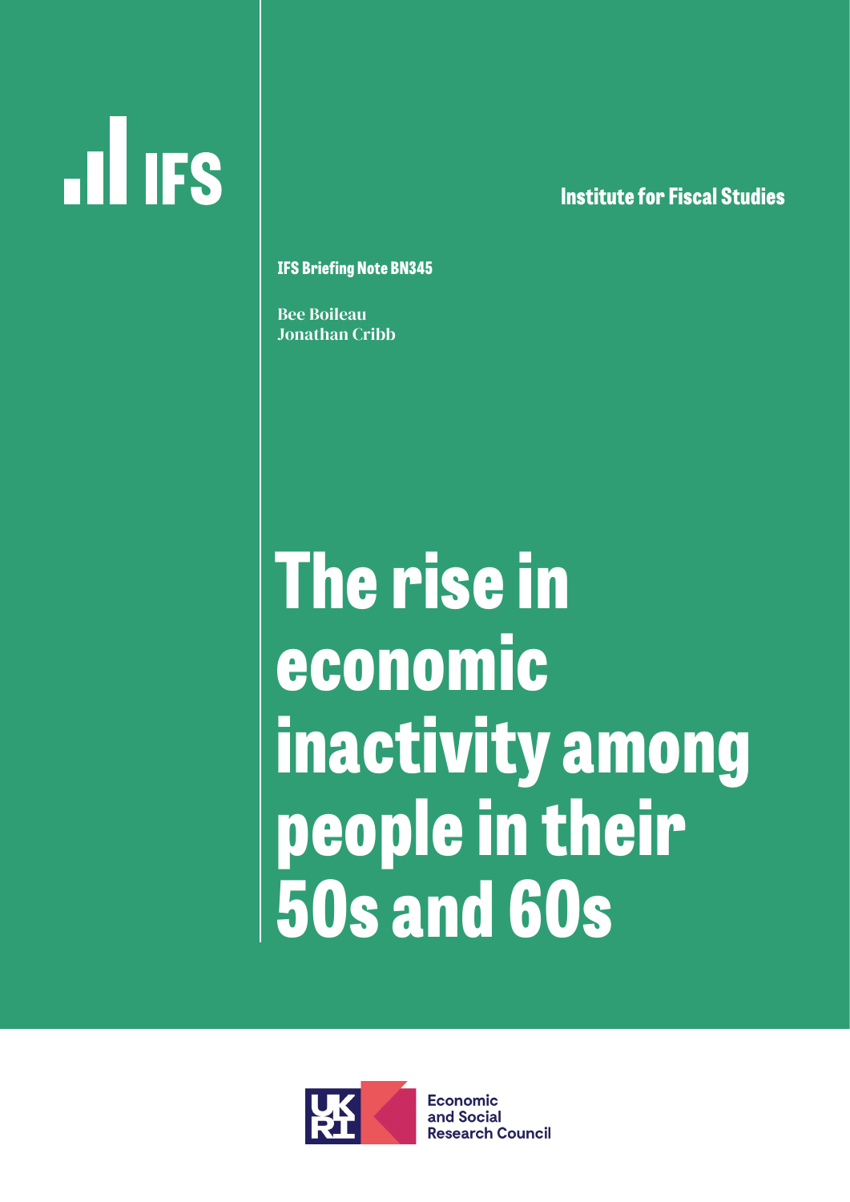IFS

Institute for Fiscal Studies

**IFS Briefing Note BN345**

Bee Boileau
Jonathan Cribb

# The rise in economic inactivity among people in their 50s and 60s

UKRI Economic and Social Research Council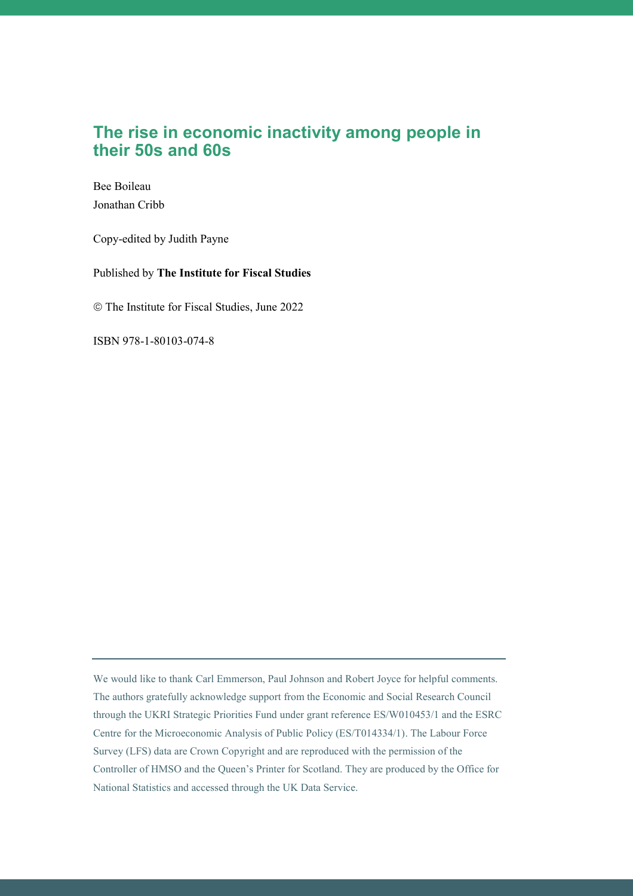# The rise in economic inactivity among people in their 50s and 60s

Bee Boileau

Jonathan Cribb

Copy-edited by Judith Payne

Published by **The Institute for Fiscal Studies**

© The Institute for Fiscal Studies, June 2022

ISBN 978-1-80103-074-8

---

We would like to thank Carl Emmerson, Paul Johnson and Robert Joyce for helpful comments. The authors gratefully acknowledge support from the Economic and Social Research Council through the UKRI Strategic Priorities Fund under grant reference ES/W010453/1 and the ESRC Centre for the Microeconomic Analysis of Public Policy (ES/T014334/1). The Labour Force Survey (LFS) data are Crown Copyright and are reproduced with the permission of the Controller of HMSO and the Queen's Printer for Scotland. They are produced by the Office for National Statistics and accessed through the UK Data Service.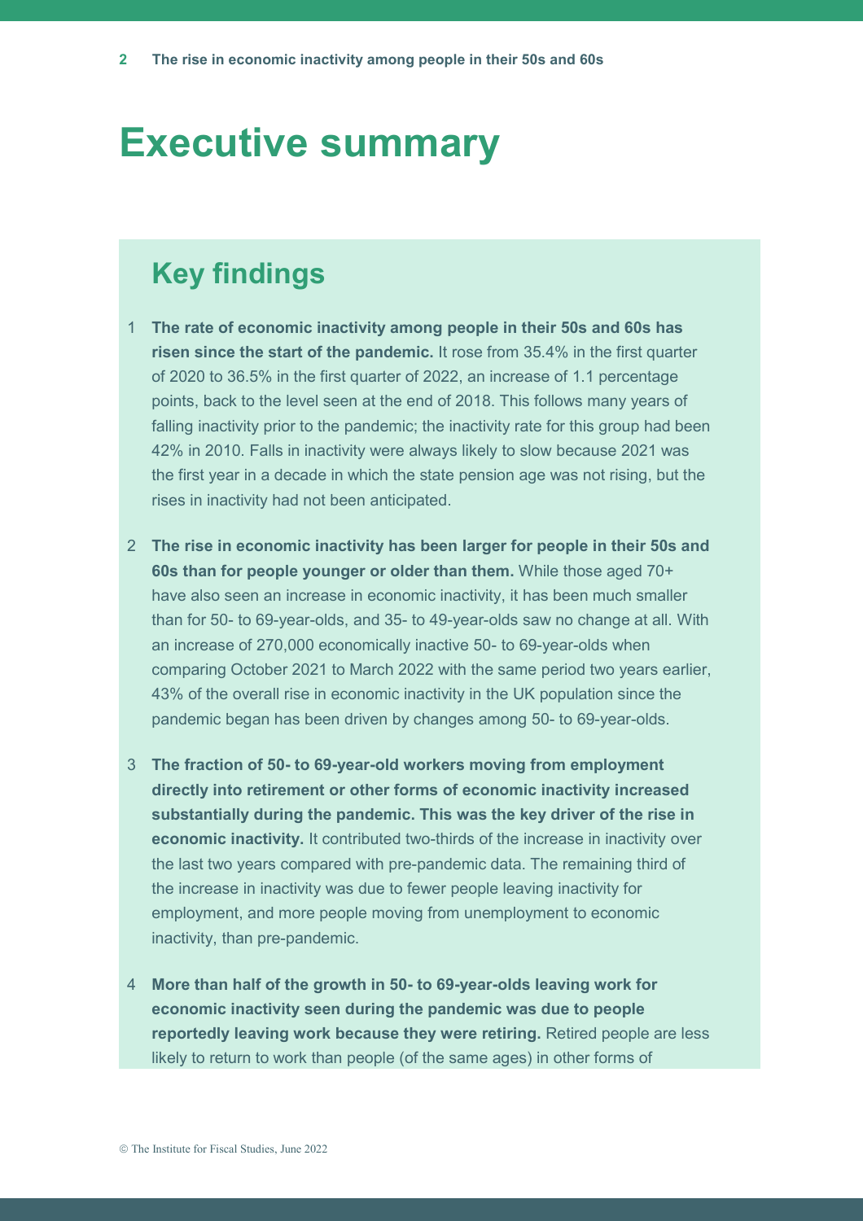# Executive summary

## Key findings

1. **The rate of economic inactivity among people in their 50s and 60s has risen since the start of the pandemic.** It rose from 35.4% in the first quarter of 2020 to 36.5% in the first quarter of 2022, an increase of 1.1 percentage points, back to the level seen at the end of 2018. This follows many years of falling inactivity prior to the pandemic; the inactivity rate for this group had been 42% in 2010. Falls in inactivity were always likely to slow because 2021 was the first year in a decade in which the state pension age was not rising, but the rises in inactivity had not been anticipated.

2. **The rise in economic inactivity has been larger for people in their 50s and 60s than for people younger or older than them.** While those aged 70+ have also seen an increase in economic inactivity, it has been much smaller than for 50- to 69-year-olds, and 35- to 49-year-olds saw no change at all. With an increase of 270,000 economically inactive 50- to 69-year-olds when comparing October 2021 to March 2022 with the same period two years earlier, 43% of the overall rise in economic inactivity in the UK population since the pandemic began has been driven by changes among 50- to 69-year-olds.

3. **The fraction of 50- to 69-year-old workers moving from employment directly into retirement or other forms of economic inactivity increased substantially during the pandemic. This was the key driver of the rise in economic inactivity.** It contributed two-thirds of the increase in inactivity over the last two years compared with pre-pandemic data. The remaining third of the increase in inactivity was due to fewer people leaving inactivity for employment, and more people moving from unemployment to economic inactivity, than pre-pandemic.

4. **More than half of the growth in 50- to 69-year-olds leaving work for economic inactivity seen during the pandemic was due to people reportedly leaving work because they were retiring.** Retired people are less likely to return to work than people (of the same ages) in other forms of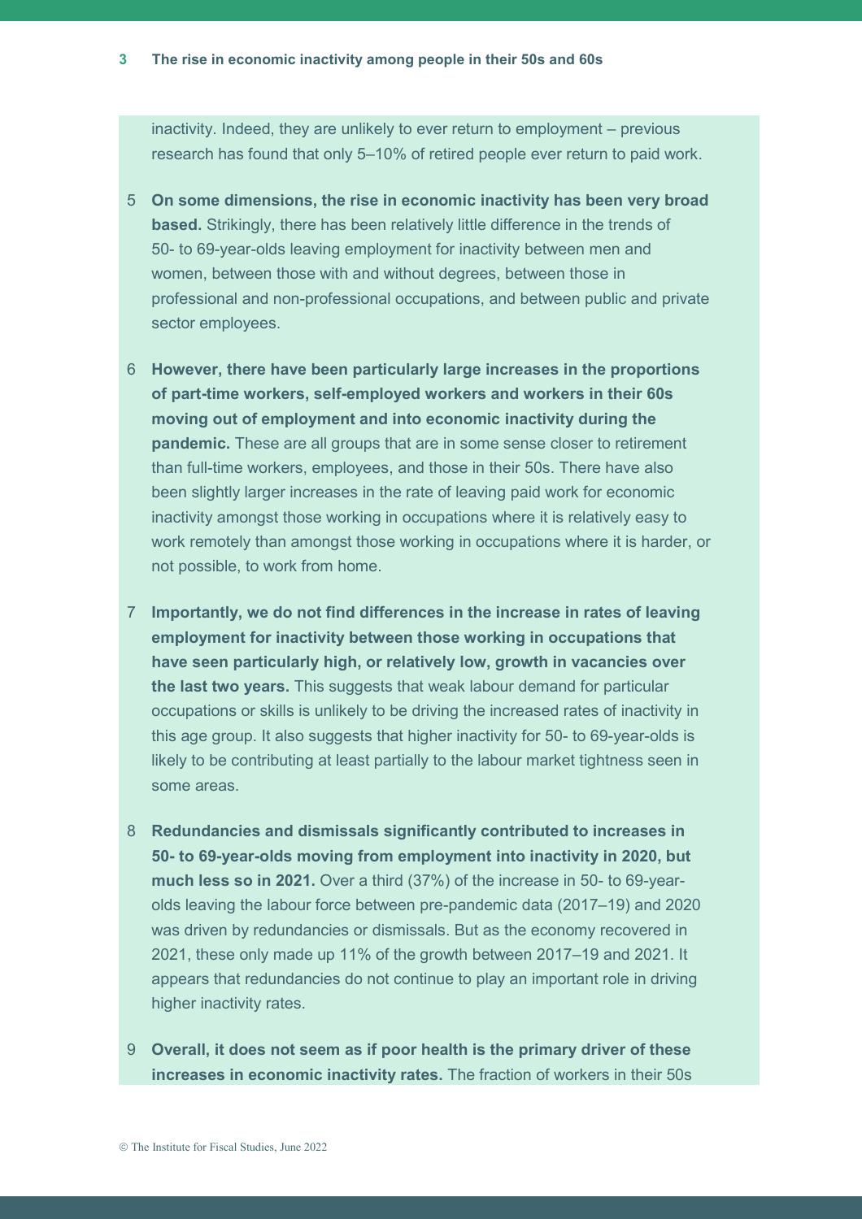inactivity. Indeed, they are unlikely to ever return to employment – previous research has found that only 5–10% of retired people ever return to paid work.

5 **On some dimensions, the rise in economic inactivity has been very broad based.** Strikingly, there has been relatively little difference in the trends of 50- to 69-year-olds leaving employment for inactivity between men and women, between those with and without degrees, between those in professional and non-professional occupations, and between public and private sector employees.

6 **However, there have been particularly large increases in the proportions of part-time workers, self-employed workers and workers in their 60s moving out of employment and into economic inactivity during the pandemic.** These are all groups that are in some sense closer to retirement than full-time workers, employees, and those in their 50s. There have also been slightly larger increases in the rate of leaving paid work for economic inactivity amongst those working in occupations where it is relatively easy to work remotely than amongst those working in occupations where it is harder, or not possible, to work from home.

7 **Importantly, we do not find differences in the increase in rates of leaving employment for inactivity between those working in occupations that have seen particularly high, or relatively low, growth in vacancies over the last two years.** This suggests that weak labour demand for particular occupations or skills is unlikely to be driving the increased rates of inactivity in this age group. It also suggests that higher inactivity for 50- to 69-year-olds is likely to be contributing at least partially to the labour market tightness seen in some areas.

8 **Redundancies and dismissals significantly contributed to increases in 50- to 69-year-olds moving from employment into inactivity in 2020, but much less so in 2021.** Over a third (37%) of the increase in 50- to 69-year-olds leaving the labour force between pre-pandemic data (2017–19) and 2020 was driven by redundancies or dismissals. But as the economy recovered in 2021, these only made up 11% of the growth between 2017–19 and 2021. It appears that redundancies do not continue to play an important role in driving higher inactivity rates.

9 **Overall, it does not seem as if poor health is the primary driver of these increases in economic inactivity rates.** The fraction of workers in their 50s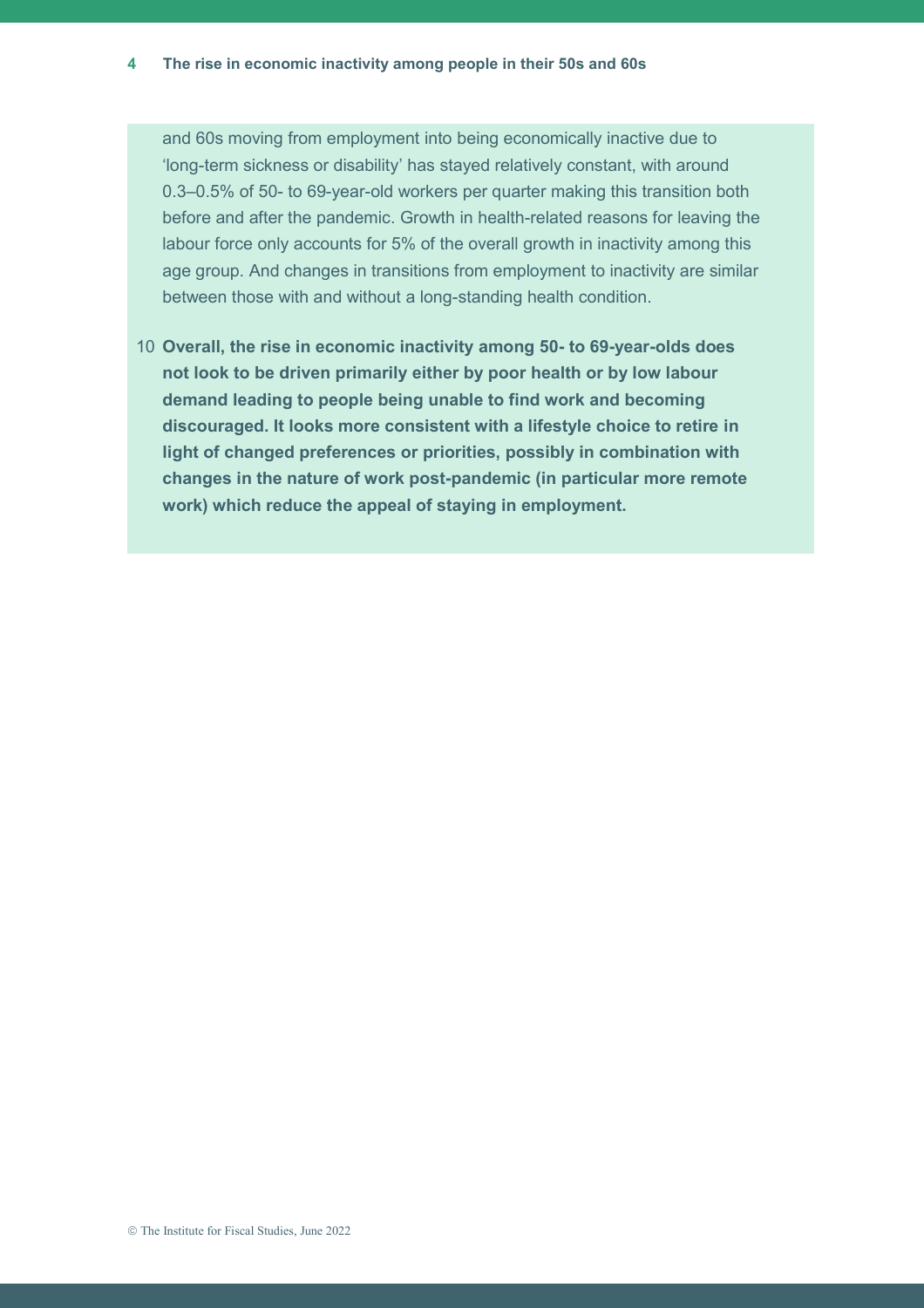and 60s moving from employment into being economically inactive due to 'long-term sickness or disability' has stayed relatively constant, with around 0.3–0.5% of 50- to 69-year-old workers per quarter making this transition both before and after the pandemic. Growth in health-related reasons for leaving the labour force only accounts for 5% of the overall growth in inactivity among this age group. And changes in transitions from employment to inactivity are similar between those with and without a long-standing health condition.

10 **Overall, the rise in economic inactivity among 50- to 69-year-olds does not look to be driven primarily either by poor health or by low labour demand leading to people being unable to find work and becoming discouraged. It looks more consistent with a lifestyle choice to retire in light of changed preferences or priorities, possibly in combination with changes in the nature of work post-pandemic (in particular more remote work) which reduce the appeal of staying in employment.**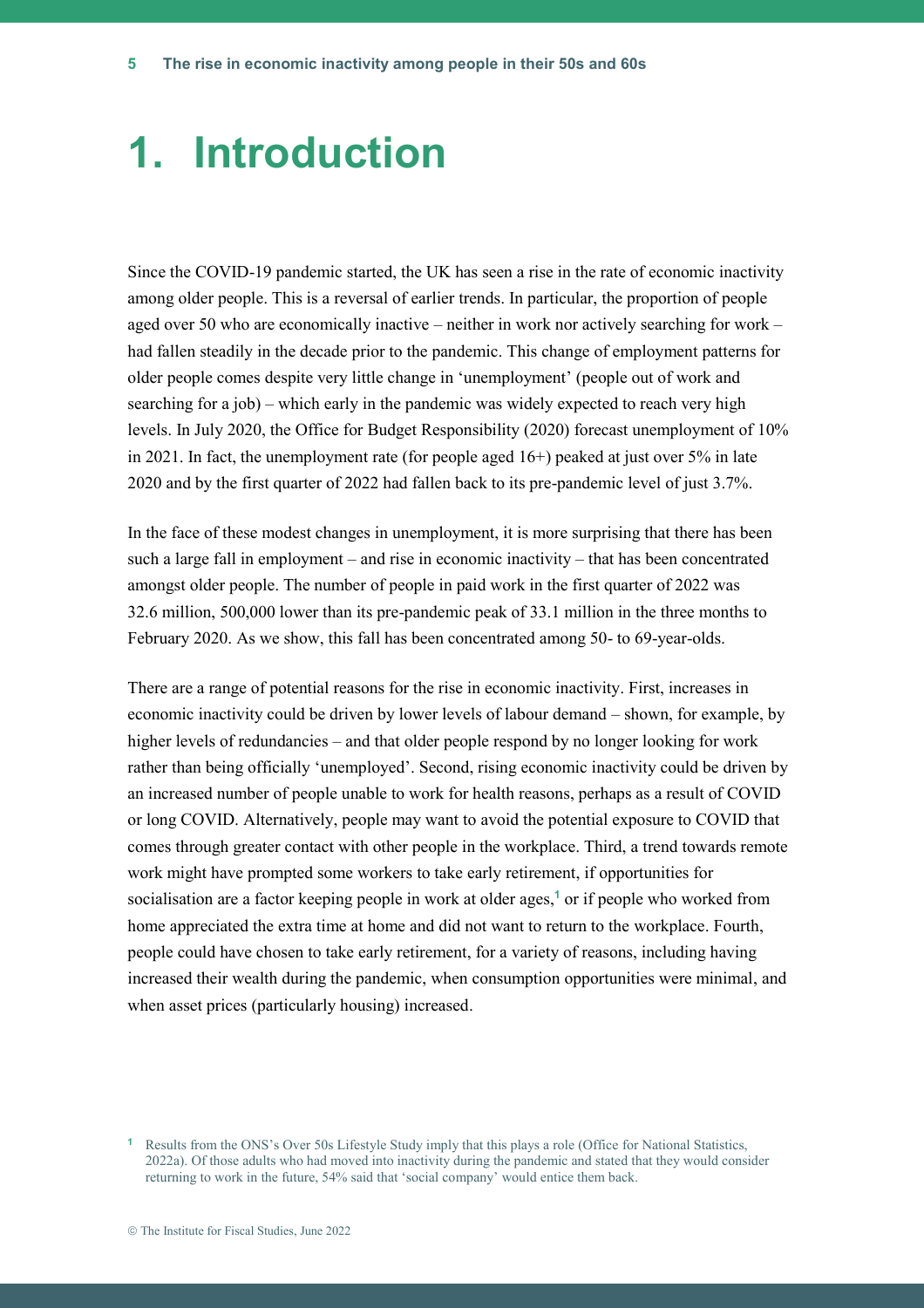# 1. Introduction

Since the COVID-19 pandemic started, the UK has seen a rise in the rate of economic inactivity among older people. This is a reversal of earlier trends. In particular, the proportion of people aged over 50 who are economically inactive – neither in work nor actively searching for work – had fallen steadily in the decade prior to the pandemic. This change of employment patterns for older people comes despite very little change in 'unemployment' (people out of work and searching for a job) – which early in the pandemic was widely expected to reach very high levels. In July 2020, the Office for Budget Responsibility (2020) forecast unemployment of 10% in 2021. In fact, the unemployment rate (for people aged 16+) peaked at just over 5% in late 2020 and by the first quarter of 2022 had fallen back to its pre-pandemic level of just 3.7%.

In the face of these modest changes in unemployment, it is more surprising that there has been such a large fall in employment – and rise in economic inactivity – that has been concentrated amongst older people. The number of people in paid work in the first quarter of 2022 was 32.6 million, 500,000 lower than its pre-pandemic peak of 33.1 million in the three months to February 2020. As we show, this fall has been concentrated among 50- to 69-year-olds.

There are a range of potential reasons for the rise in economic inactivity. First, increases in economic inactivity could be driven by lower levels of labour demand – shown, for example, by higher levels of redundancies – and that older people respond by no longer looking for work rather than being officially 'unemployed'. Second, rising economic inactivity could be driven by an increased number of people unable to work for health reasons, perhaps as a result of COVID or long COVID. Alternatively, people may want to avoid the potential exposure to COVID that comes through greater contact with other people in the workplace. Third, a trend towards remote work might have prompted some workers to take early retirement, if opportunities for socialisation are a factor keeping people in work at older ages,[1] or if people who worked from home appreciated the extra time at home and did not want to return to the workplace. Fourth, people could have chosen to take early retirement, for a variety of reasons, including having increased their wealth during the pandemic, when consumption opportunities were minimal, and when asset prices (particularly housing) increased.

[1] Results from the ONS's Over 50s Lifestyle Study imply that this plays a role (Office for National Statistics, 2022a). Of those adults who had moved into inactivity during the pandemic and stated that they would consider returning to work in the future, 54% said that 'social company' would entice them back.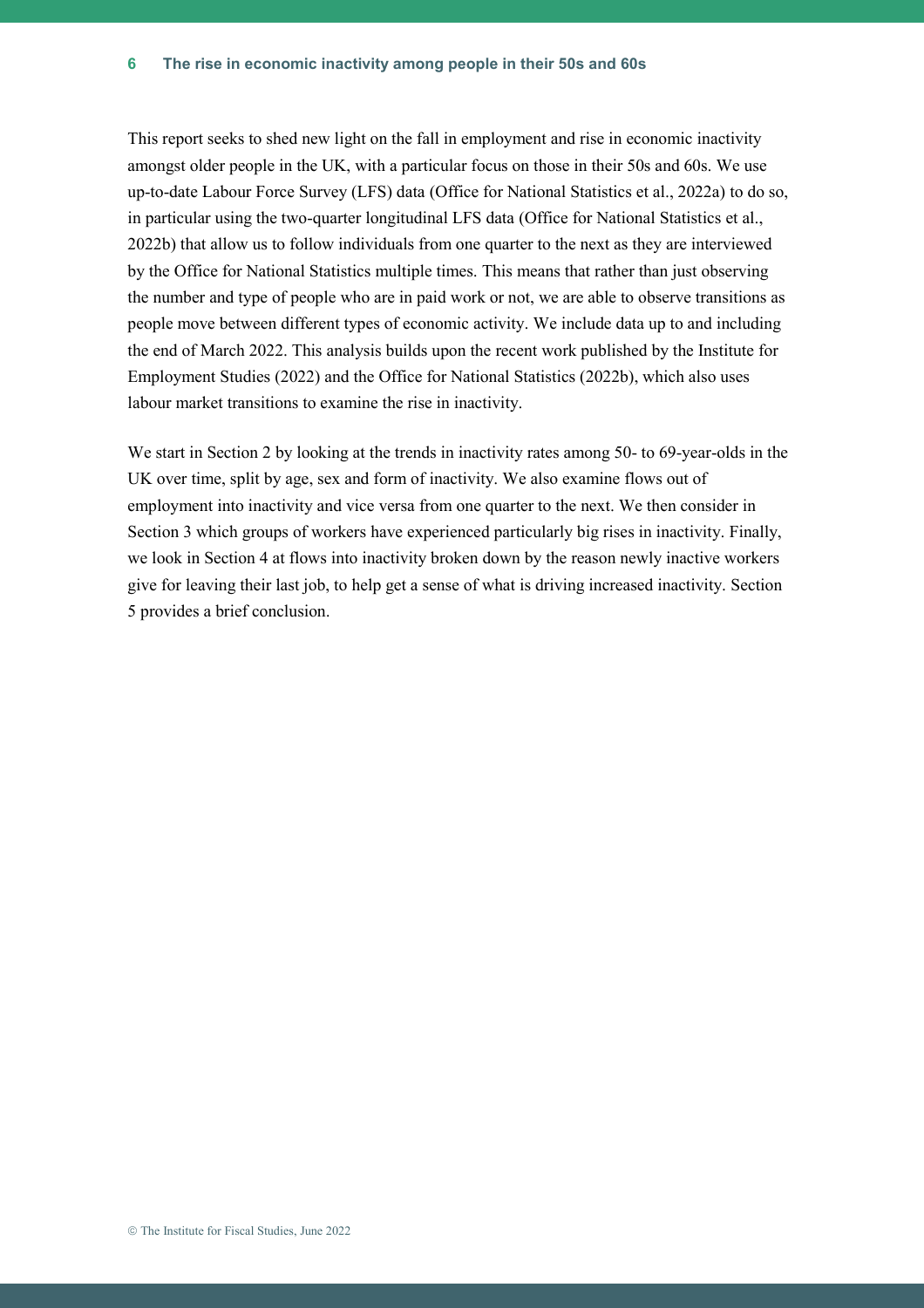This report seeks to shed new light on the fall in employment and rise in economic inactivity amongst older people in the UK, with a particular focus on those in their 50s and 60s. We use up-to-date Labour Force Survey (LFS) data (Office for National Statistics et al., 2022a) to do so, in particular using the two-quarter longitudinal LFS data (Office for National Statistics et al., 2022b) that allow us to follow individuals from one quarter to the next as they are interviewed by the Office for National Statistics multiple times. This means that rather than just observing the number and type of people who are in paid work or not, we are able to observe transitions as people move between different types of economic activity. We include data up to and including the end of March 2022. This analysis builds upon the recent work published by the Institute for Employment Studies (2022) and the Office for National Statistics (2022b), which also uses labour market transitions to examine the rise in inactivity.

We start in Section 2 by looking at the trends in inactivity rates among 50- to 69-year-olds in the UK over time, split by age, sex and form of inactivity. We also examine flows out of employment into inactivity and vice versa from one quarter to the next. We then consider in Section 3 which groups of workers have experienced particularly big rises in inactivity. Finally, we look in Section 4 at flows into inactivity broken down by the reason newly inactive workers give for leaving their last job, to help get a sense of what is driving increased inactivity. Section 5 provides a brief conclusion.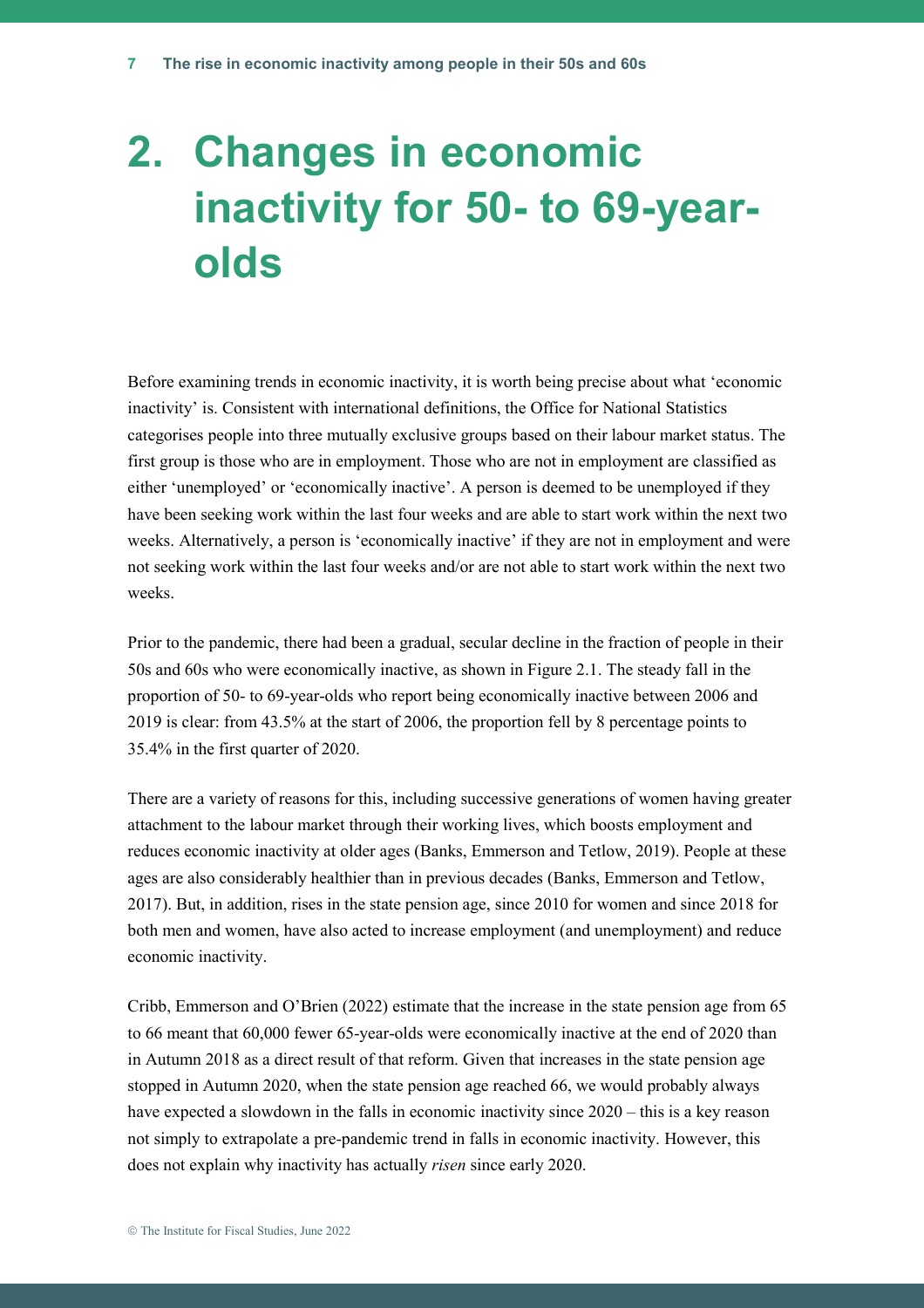# 2. Changes in economic inactivity for 50- to 69-year-olds

Before examining trends in economic inactivity, it is worth being precise about what 'economic inactivity' is. Consistent with international definitions, the Office for National Statistics categorises people into three mutually exclusive groups based on their labour market status. The first group is those who are in employment. Those who are not in employment are classified as either 'unemployed' or 'economically inactive'. A person is deemed to be unemployed if they have been seeking work within the last four weeks and are able to start work within the next two weeks. Alternatively, a person is 'economically inactive' if they are not in employment and were not seeking work within the last four weeks and/or are not able to start work within the next two weeks.

Prior to the pandemic, there had been a gradual, secular decline in the fraction of people in their 50s and 60s who were economically inactive, as shown in Figure 2.1. The steady fall in the proportion of 50- to 69-year-olds who report being economically inactive between 2006 and 2019 is clear: from 43.5% at the start of 2006, the proportion fell by 8 percentage points to 35.4% in the first quarter of 2020.

There are a variety of reasons for this, including successive generations of women having greater attachment to the labour market through their working lives, which boosts employment and reduces economic inactivity at older ages (Banks, Emmerson and Tetlow, 2019). People at these ages are also considerably healthier than in previous decades (Banks, Emmerson and Tetlow, 2017). But, in addition, rises in the state pension age, since 2010 for women and since 2018 for both men and women, have also acted to increase employment (and unemployment) and reduce economic inactivity.

Cribb, Emmerson and O'Brien (2022) estimate that the increase in the state pension age from 65 to 66 meant that 60,000 fewer 65-year-olds were economically inactive at the end of 2020 than in Autumn 2018 as a direct result of that reform. Given that increases in the state pension age stopped in Autumn 2020, when the state pension age reached 66, we would probably always have expected a slowdown in the falls in economic inactivity since 2020 – this is a key reason not simply to extrapolate a pre-pandemic trend in falls in economic inactivity. However, this does not explain why inactivity has actually *risen* since early 2020.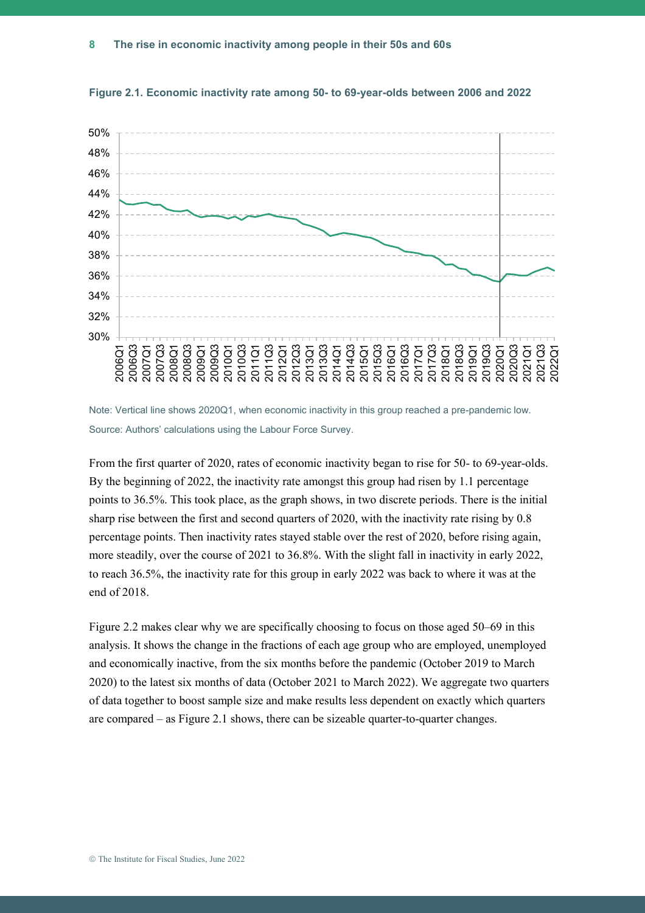**Figure 2.1. Economic inactivity rate among 50- to 69-year-olds between 2006 and 2022**

Note: Vertical line shows 2020Q1, when economic inactivity in this group reached a pre-pandemic low.

Source: Authors' calculations using the Labour Force Survey.

From the first quarter of 2020, rates of economic inactivity began to rise for 50- to 69-year-olds. By the beginning of 2022, the inactivity rate amongst this group had risen by 1.1 percentage points to 36.5%. This took place, as the graph shows, in two discrete periods. There is the initial sharp rise between the first and second quarters of 2020, with the inactivity rate rising by 0.8 percentage points. Then inactivity rates stayed stable over the rest of 2020, before rising again, more steadily, over the course of 2021 to 36.8%. With the slight fall in inactivity in early 2022, to reach 36.5%, the inactivity rate for this group in early 2022 was back to where it was at the end of 2018.

Figure 2.2 makes clear why we are specifically choosing to focus on those aged 50–69 in this analysis. It shows the change in the fractions of each age group who are employed, unemployed and economically inactive, from the six months before the pandemic (October 2019 to March 2020) to the latest six months of data (October 2021 to March 2022). We aggregate two quarters of data together to boost sample size and make results less dependent on exactly which quarters are compared – as Figure 2.1 shows, there can be sizeable quarter-to-quarter changes.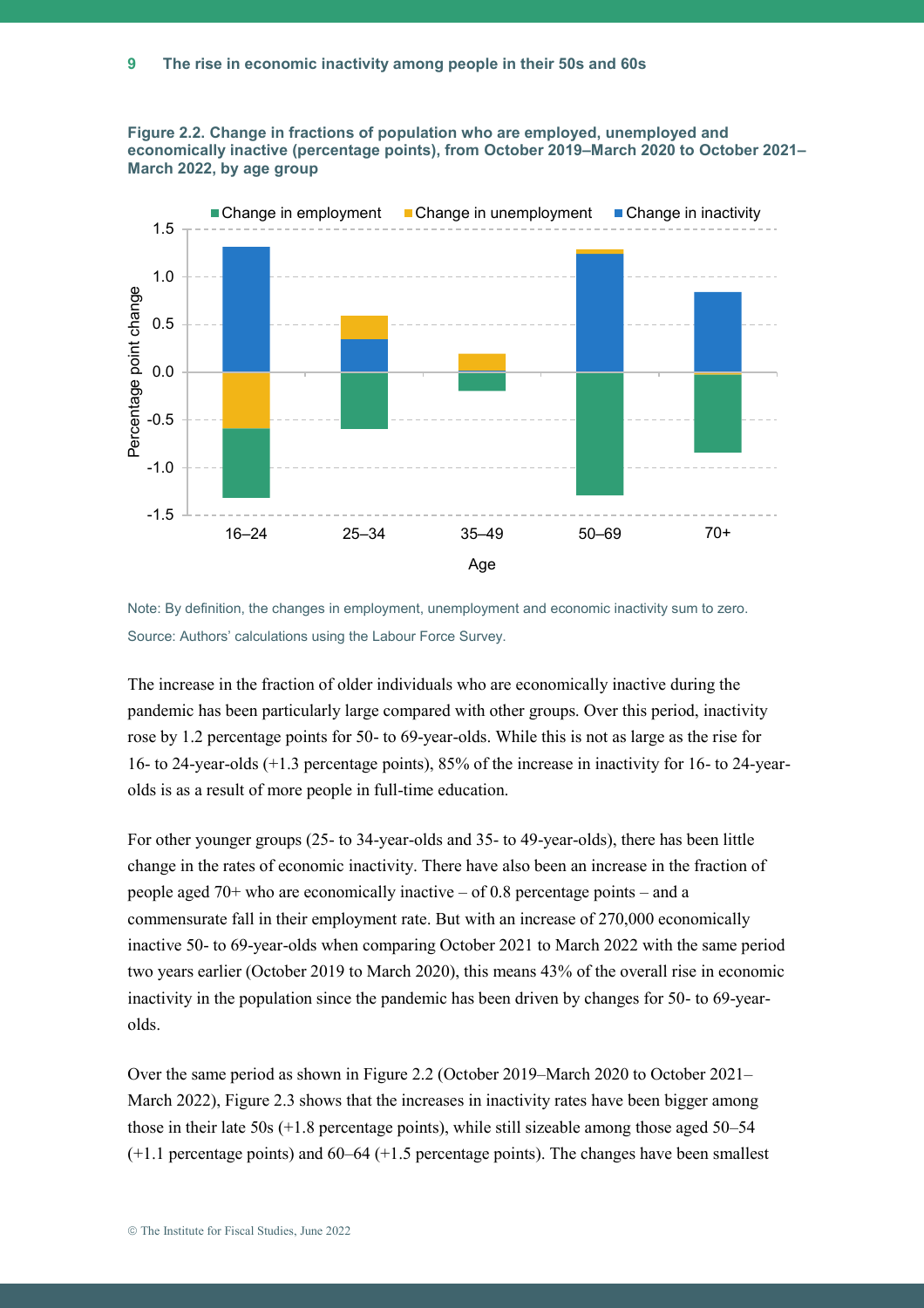**Figure 2.2. Change in fractions of population who are employed, unemployed and economically inactive (percentage points), from October 2019–March 2020 to October 2021–March 2022, by age group**

Note: By definition, the changes in employment, unemployment and economic inactivity sum to zero.

Source: Authors' calculations using the Labour Force Survey.

The increase in the fraction of older individuals who are economically inactive during the pandemic has been particularly large compared with other groups. Over this period, inactivity rose by 1.2 percentage points for 50- to 69-year-olds. While this is not as large as the rise for 16- to 24-year-olds (+1.3 percentage points), 85% of the increase in inactivity for 16- to 24-year-olds is as a result of more people in full-time education.

For other younger groups (25- to 34-year-olds and 35- to 49-year-olds), there has been little change in the rates of economic inactivity. There have also been an increase in the fraction of people aged 70+ who are economically inactive – of 0.8 percentage points – and a commensurate fall in their employment rate. But with an increase of 270,000 economically inactive 50- to 69-year-olds when comparing October 2021 to March 2022 with the same period two years earlier (October 2019 to March 2020), this means 43% of the overall rise in economic inactivity in the population since the pandemic has been driven by changes for 50- to 69-year-olds.

Over the same period as shown in Figure 2.2 (October 2019–March 2020 to October 2021–March 2022), Figure 2.3 shows that the increases in inactivity rates have been bigger among those in their late 50s (+1.8 percentage points), while still sizeable among those aged 50–54 (+1.1 percentage points) and 60–64 (+1.5 percentage points). The changes have been smallest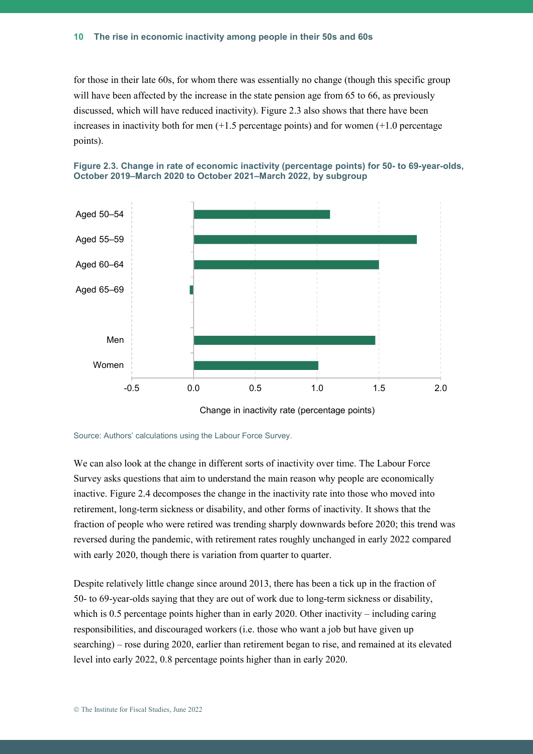for those in their late 60s, for whom there was essentially no change (though this specific group will have been affected by the increase in the state pension age from 65 to 66, as previously discussed, which will have reduced inactivity). Figure 2.3 also shows that there have been increases in inactivity both for men (+1.5 percentage points) and for women (+1.0 percentage points).

**Figure 2.3. Change in rate of economic inactivity (percentage points) for 50- to 69-year-olds, October 2019–March 2020 to October 2021–March 2022, by subgroup**

Source: Authors' calculations using the Labour Force Survey.

We can also look at the change in different sorts of inactivity over time. The Labour Force Survey asks questions that aim to understand the main reason why people are economically inactive. Figure 2.4 decomposes the change in the inactivity rate into those who moved into retirement, long-term sickness or disability, and other forms of inactivity. It shows that the fraction of people who were retired was trending sharply downwards before 2020; this trend was reversed during the pandemic, with retirement rates roughly unchanged in early 2022 compared with early 2020, though there is variation from quarter to quarter.

Despite relatively little change since around 2013, there has been a tick up in the fraction of 50- to 69-year-olds saying that they are out of work due to long-term sickness or disability, which is 0.5 percentage points higher than in early 2020. Other inactivity – including caring responsibilities, and discouraged workers (i.e. those who want a job but have given up searching) – rose during 2020, earlier than retirement began to rise, and remained at its elevated level into early 2022, 0.8 percentage points higher than in early 2020.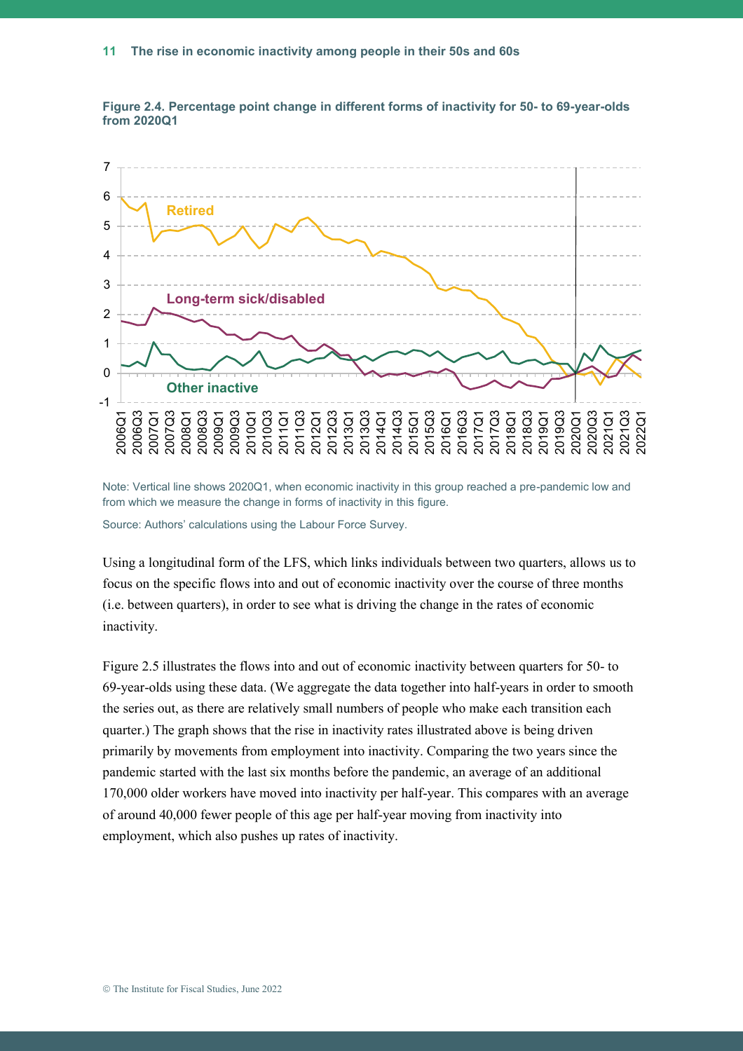**Figure 2.4. Percentage point change in different forms of inactivity for 50- to 69-year-olds from 2020Q1**

Note: Vertical line shows 2020Q1, when economic inactivity in this group reached a pre-pandemic low and from which we measure the change in forms of inactivity in this figure.

Source: Authors' calculations using the Labour Force Survey.

Using a longitudinal form of the LFS, which links individuals between two quarters, allows us to focus on the specific flows into and out of economic inactivity over the course of three months (i.e. between quarters), in order to see what is driving the change in the rates of economic inactivity.

Figure 2.5 illustrates the flows into and out of economic inactivity between quarters for 50- to 69-year-olds using these data. (We aggregate the data together into half-years in order to smooth the series out, as there are relatively small numbers of people who make each transition each quarter.) The graph shows that the rise in inactivity rates illustrated above is being driven primarily by movements from employment into inactivity. Comparing the two years since the pandemic started with the last six months before the pandemic, an average of an additional 170,000 older workers have moved into inactivity per half-year. This compares with an average of around 40,000 fewer people of this age per half-year moving from inactivity into employment, which also pushes up rates of inactivity.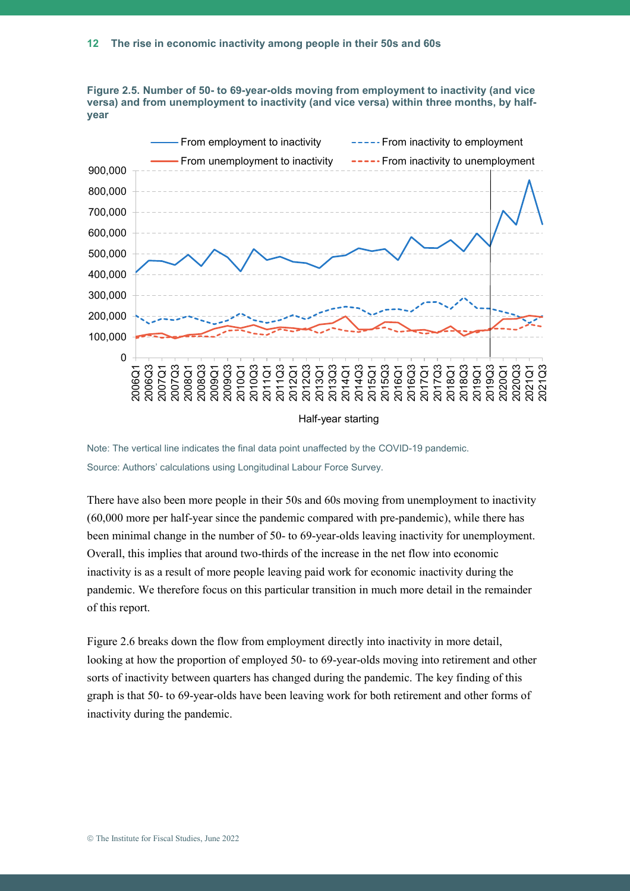**Figure 2.5. Number of 50- to 69-year-olds moving from employment to inactivity (and vice versa) and from unemployment to inactivity (and vice versa) within three months, by half-year**

Note: The vertical line indicates the final data point unaffected by the COVID-19 pandemic.

Source: Authors' calculations using Longitudinal Labour Force Survey.

There have also been more people in their 50s and 60s moving from unemployment to inactivity (60,000 more per half-year since the pandemic compared with pre-pandemic), while there has been minimal change in the number of 50- to 69-year-olds leaving inactivity for unemployment. Overall, this implies that around two-thirds of the increase in the net flow into economic inactivity is as a result of more people leaving paid work for economic inactivity during the pandemic. We therefore focus on this particular transition in much more detail in the remainder of this report.

Figure 2.6 breaks down the flow from employment directly into inactivity in more detail, looking at how the proportion of employed 50- to 69-year-olds moving into retirement and other sorts of inactivity between quarters has changed during the pandemic. The key finding of this graph is that 50- to 69-year-olds have been leaving work for both retirement and other forms of inactivity during the pandemic.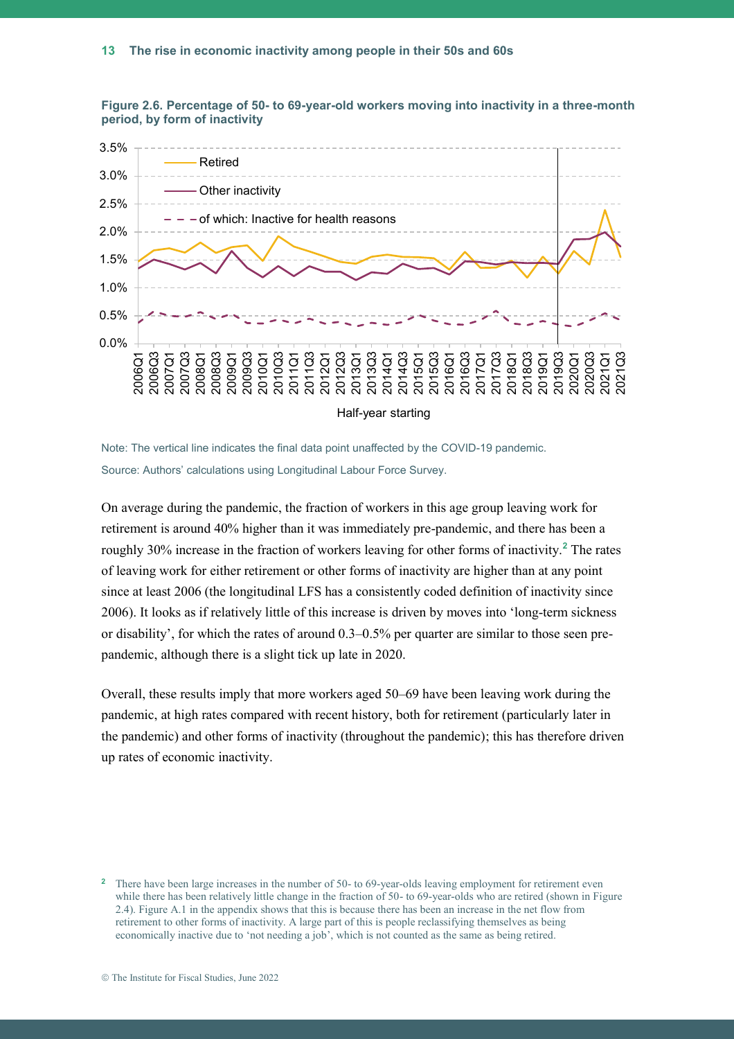**Figure 2.6. Percentage of 50- to 69-year-old workers moving into inactivity in a three-month period, by form of inactivity**

Note: The vertical line indicates the final data point unaffected by the COVID-19 pandemic.

Source: Authors' calculations using Longitudinal Labour Force Survey.

On average during the pandemic, the fraction of workers in this age group leaving work for retirement is around 40% higher than it was immediately pre-pandemic, and there has been a roughly 30% increase in the fraction of workers leaving for other forms of inactivity.[2] The rates of leaving work for either retirement or other forms of inactivity are higher than at any point since at least 2006 (the longitudinal LFS has a consistently coded definition of inactivity since 2006). It looks as if relatively little of this increase is driven by moves into 'long-term sickness or disability', for which the rates of around 0.3–0.5% per quarter are similar to those seen pre-pandemic, although there is a slight tick up late in 2020.

Overall, these results imply that more workers aged 50–69 have been leaving work during the pandemic, at high rates compared with recent history, both for retirement (particularly later in the pandemic) and other forms of inactivity (throughout the pandemic); this has therefore driven up rates of economic inactivity.

[2] There have been large increases in the number of 50- to 69-year-olds leaving employment for retirement even while there has been relatively little change in the fraction of 50- to 69-year-olds who are retired (shown in Figure 2.4). Figure A.1 in the appendix shows that this is because there has been an increase in the net flow from retirement to other forms of inactivity. A large part of this is people reclassifying themselves as being economically inactive due to 'not needing a job', which is not counted as the same as being retired.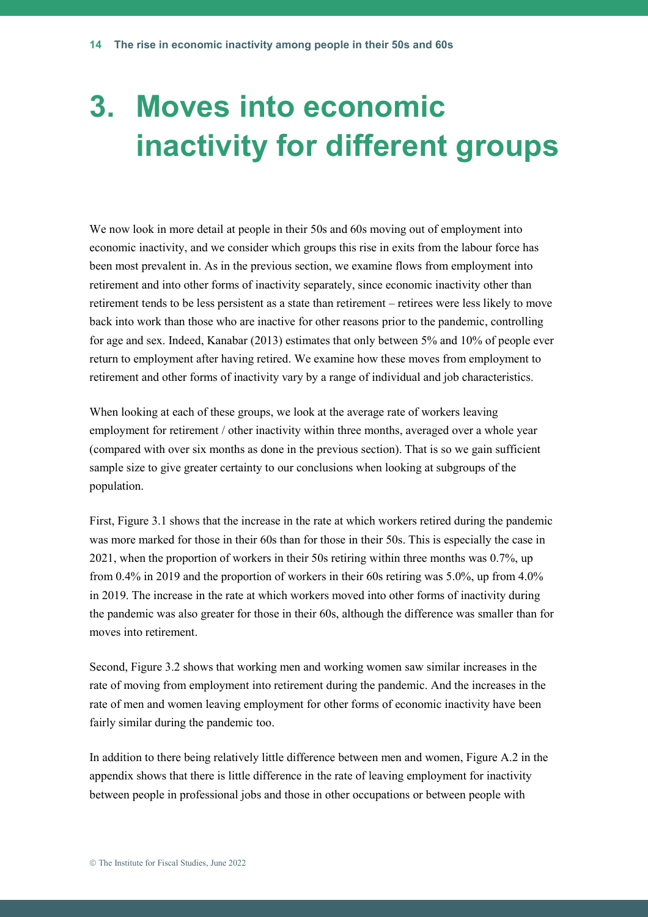# 3. Moves into economic inactivity for different groups

We now look in more detail at people in their 50s and 60s moving out of employment into economic inactivity, and we consider which groups this rise in exits from the labour force has been most prevalent in. As in the previous section, we examine flows from employment into retirement and into other forms of inactivity separately, since economic inactivity other than retirement tends to be less persistent as a state than retirement – retirees were less likely to move back into work than those who are inactive for other reasons prior to the pandemic, controlling for age and sex. Indeed, Kanabar (2013) estimates that only between 5% and 10% of people ever return to employment after having retired. We examine how these moves from employment to retirement and other forms of inactivity vary by a range of individual and job characteristics.

When looking at each of these groups, we look at the average rate of workers leaving employment for retirement / other inactivity within three months, averaged over a whole year (compared with over six months as done in the previous section). That is so we gain sufficient sample size to give greater certainty to our conclusions when looking at subgroups of the population.

First, Figure 3.1 shows that the increase in the rate at which workers retired during the pandemic was more marked for those in their 60s than for those in their 50s. This is especially the case in 2021, when the proportion of workers in their 50s retiring within three months was 0.7%, up from 0.4% in 2019 and the proportion of workers in their 60s retiring was 5.0%, up from 4.0% in 2019. The increase in the rate at which workers moved into other forms of inactivity during the pandemic was also greater for those in their 60s, although the difference was smaller than for moves into retirement.

Second, Figure 3.2 shows that working men and working women saw similar increases in the rate of moving from employment into retirement during the pandemic. And the increases in the rate of men and women leaving employment for other forms of economic inactivity have been fairly similar during the pandemic too.

In addition to there being relatively little difference between men and women, Figure A.2 in the appendix shows that there is little difference in the rate of leaving employment for inactivity between people in professional jobs and those in other occupations or between people with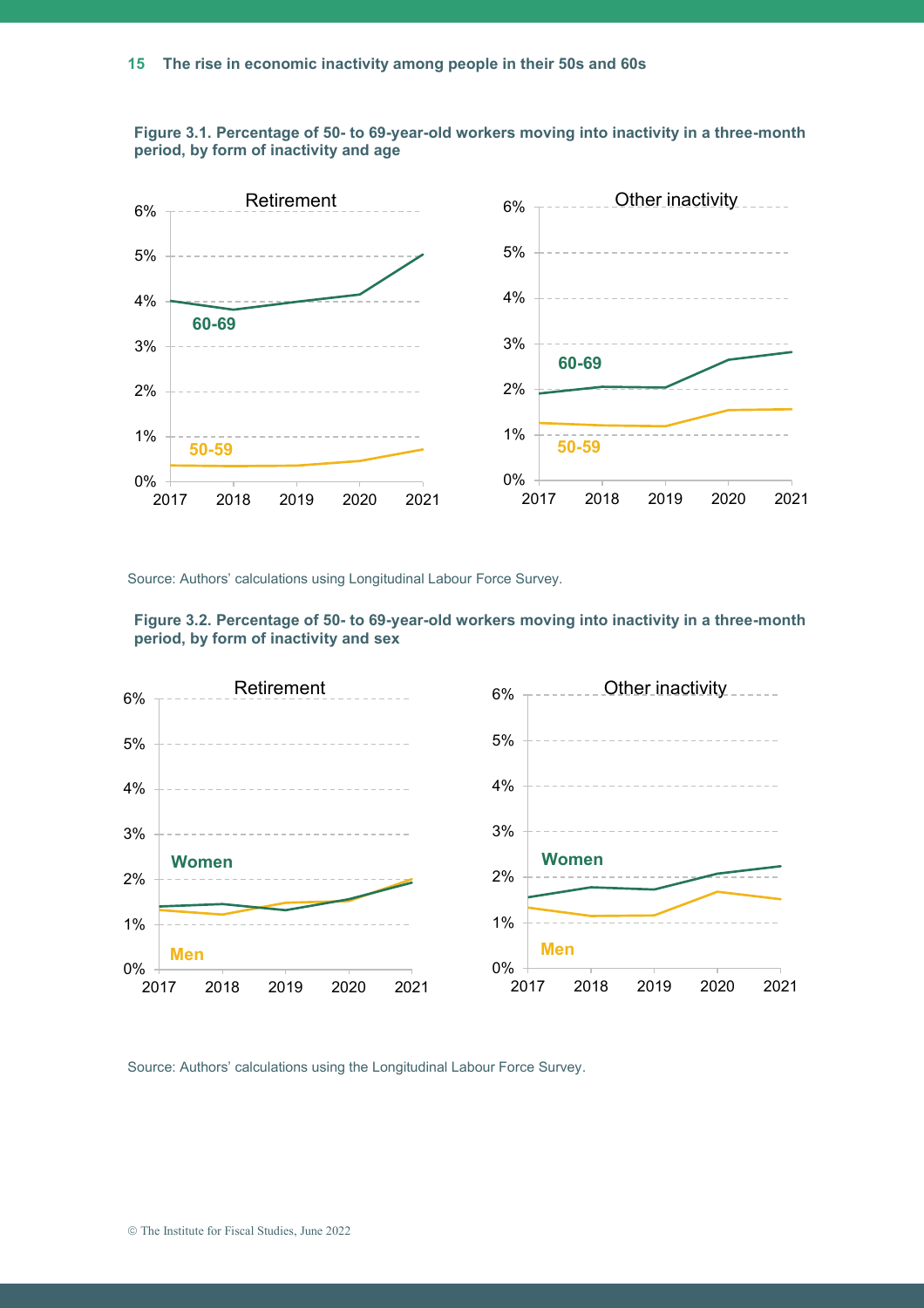**Figure 3.1. Percentage of 50- to 69-year-old workers moving into inactivity in a three-month period, by form of inactivity and age**

Source: Authors' calculations using Longitudinal Labour Force Survey.

**Figure 3.2. Percentage of 50- to 69-year-old workers moving into inactivity in a three-month period, by form of inactivity and sex**

Source: Authors' calculations using the Longitudinal Labour Force Survey.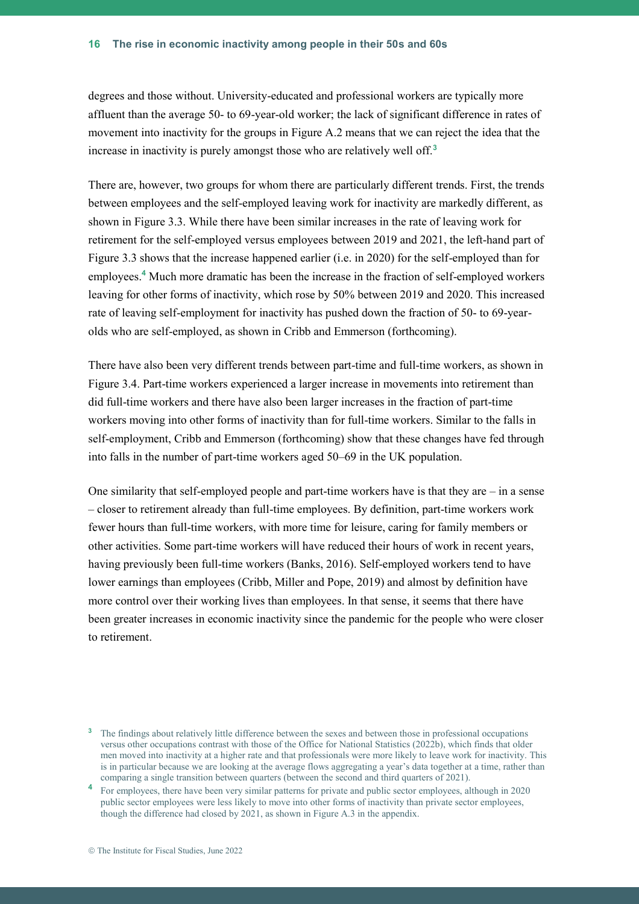degrees and those without. University-educated and professional workers are typically more affluent than the average 50- to 69-year-old worker; the lack of significant difference in rates of movement into inactivity for the groups in Figure A.2 means that we can reject the idea that the increase in inactivity is purely amongst those who are relatively well off.[3]

There are, however, two groups for whom there are particularly different trends. First, the trends between employees and the self-employed leaving work for inactivity are markedly different, as shown in Figure 3.3. While there have been similar increases in the rate of leaving work for retirement for the self-employed versus employees between 2019 and 2021, the left-hand part of Figure 3.3 shows that the increase happened earlier (i.e. in 2020) for the self-employed than for employees.[4] Much more dramatic has been the increase in the fraction of self-employed workers leaving for other forms of inactivity, which rose by 50% between 2019 and 2020. This increased rate of leaving self-employment for inactivity has pushed down the fraction of 50- to 69-year-olds who are self-employed, as shown in Cribb and Emmerson (forthcoming).

There have also been very different trends between part-time and full-time workers, as shown in Figure 3.4. Part-time workers experienced a larger increase in movements into retirement than did full-time workers and there have also been larger increases in the fraction of part-time workers moving into other forms of inactivity than for full-time workers. Similar to the falls in self-employment, Cribb and Emmerson (forthcoming) show that these changes have fed through into falls in the number of part-time workers aged 50–69 in the UK population.

One similarity that self-employed people and part-time workers have is that they are – in a sense – closer to retirement already than full-time employees. By definition, part-time workers work fewer hours than full-time workers, with more time for leisure, caring for family members or other activities. Some part-time workers will have reduced their hours of work in recent years, having previously been full-time workers (Banks, 2016). Self-employed workers tend to have lower earnings than employees (Cribb, Miller and Pope, 2019) and almost by definition have more control over their working lives than employees. In that sense, it seems that there have been greater increases in economic inactivity since the pandemic for the people who were closer to retirement.

---

[3] The findings about relatively little difference between the sexes and between those in professional occupations versus other occupations contrast with those of the Office for National Statistics (2022b), which finds that older men moved into inactivity at a higher rate and that professionals were more likely to leave work for inactivity. This is in particular because we are looking at the average flows aggregating a year's data together at a time, rather than comparing a single transition between quarters (between the second and third quarters of 2021).

[4] For employees, there have been very similar patterns for private and public sector employees, although in 2020 public sector employees were less likely to move into other forms of inactivity than private sector employees, though the difference had closed by 2021, as shown in Figure A.3 in the appendix.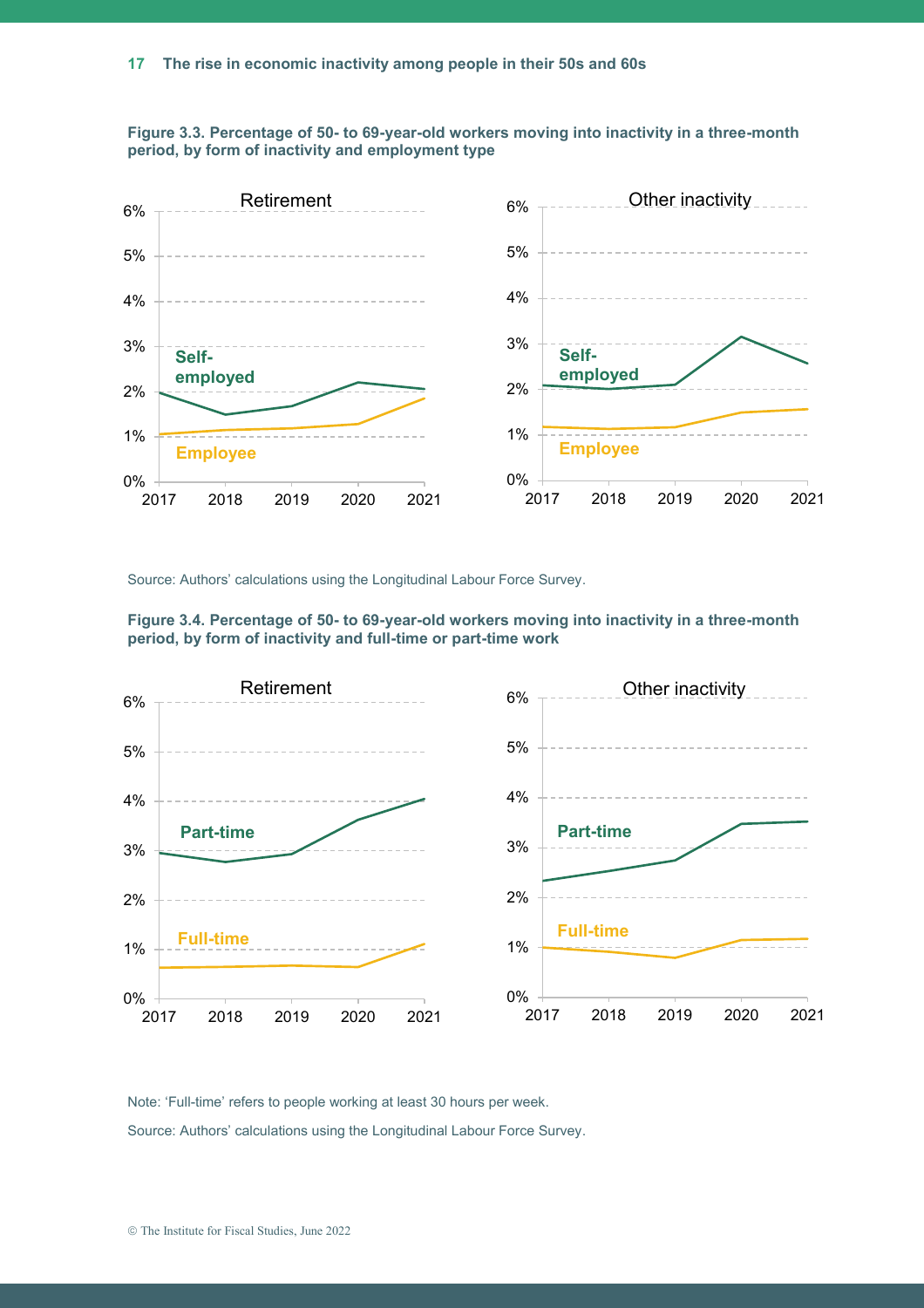**Figure 3.3. Percentage of 50- to 69-year-old workers moving into inactivity in a three-month period, by form of inactivity and employment type**

Source: Authors' calculations using the Longitudinal Labour Force Survey.

**Figure 3.4. Percentage of 50- to 69-year-old workers moving into inactivity in a three-month period, by form of inactivity and full-time or part-time work**

Note: 'Full-time' refers to people working at least 30 hours per week.

Source: Authors' calculations using the Longitudinal Labour Force Survey.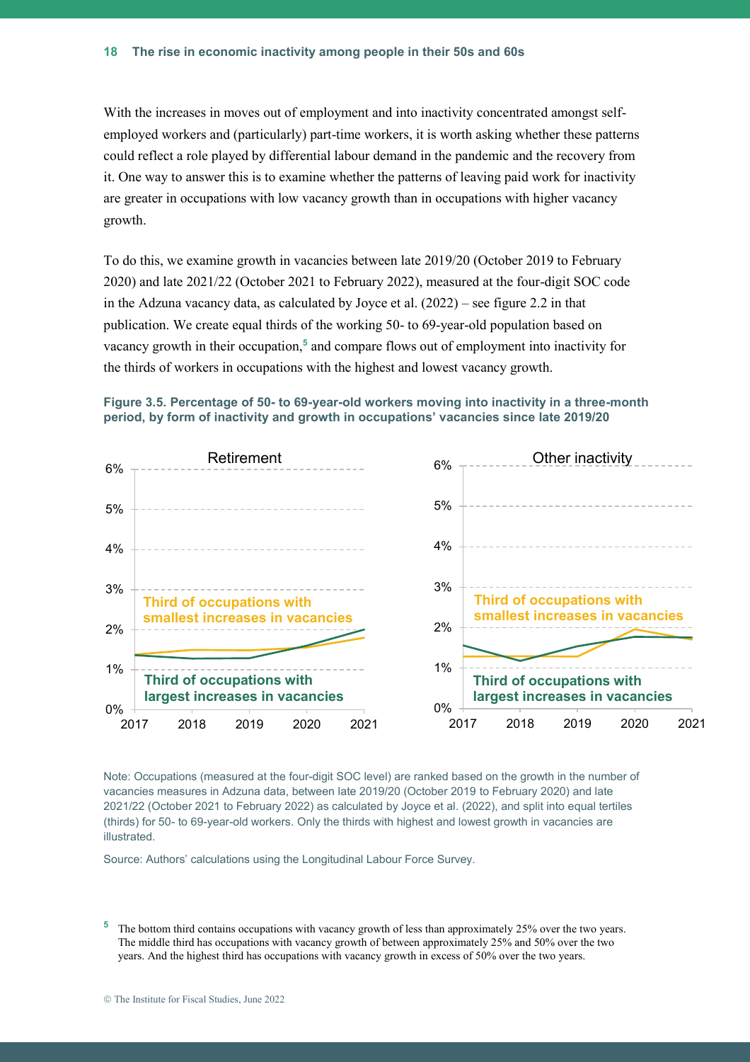With the increases in moves out of employment and into inactivity concentrated amongst self-employed workers and (particularly) part-time workers, it is worth asking whether these patterns could reflect a role played by differential labour demand in the pandemic and the recovery from it. One way to answer this is to examine whether the patterns of leaving paid work for inactivity are greater in occupations with low vacancy growth than in occupations with higher vacancy growth.

To do this, we examine growth in vacancies between late 2019/20 (October 2019 to February 2020) and late 2021/22 (October 2021 to February 2022), measured at the four-digit SOC code in the Adzuna vacancy data, as calculated by Joyce et al. (2022) – see figure 2.2 in that publication. We create equal thirds of the working 50- to 69-year-old population based on vacancy growth in their occupation,[5] and compare flows out of employment into inactivity for the thirds of workers in occupations with the highest and lowest vacancy growth.

**Figure 3.5. Percentage of 50- to 69-year-old workers moving into inactivity in a three-month period, by form of inactivity and growth in occupations' vacancies since late 2019/20**

Note: Occupations (measured at the four-digit SOC level) are ranked based on the growth in the number of vacancies measures in Adzuna data, between late 2019/20 (October 2019 to February 2020) and late 2021/22 (October 2021 to February 2022) as calculated by Joyce et al. (2022), and split into equal tertiles (thirds) for 50- to 69-year-old workers. Only the thirds with highest and lowest growth in vacancies are illustrated.

Source: Authors' calculations using the Longitudinal Labour Force Survey.

[5] The bottom third contains occupations with vacancy growth of less than approximately 25% over the two years. The middle third has occupations with vacancy growth of between approximately 25% and 50% over the two years. And the highest third has occupations with vacancy growth in excess of 50% over the two years.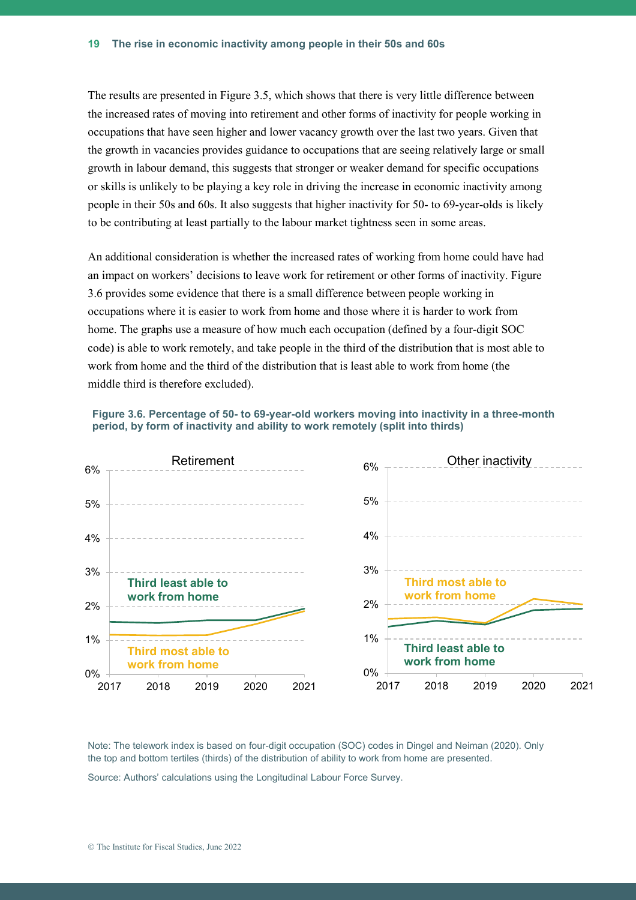The results are presented in Figure 3.5, which shows that there is very little difference between the increased rates of moving into retirement and other forms of inactivity for people working in occupations that have seen higher and lower vacancy growth over the last two years. Given that the growth in vacancies provides guidance to occupations that are seeing relatively large or small growth in labour demand, this suggests that stronger or weaker demand for specific occupations or skills is unlikely to be playing a key role in driving the increase in economic inactivity among people in their 50s and 60s. It also suggests that higher inactivity for 50- to 69-year-olds is likely to be contributing at least partially to the labour market tightness seen in some areas.

An additional consideration is whether the increased rates of working from home could have had an impact on workers' decisions to leave work for retirement or other forms of inactivity. Figure 3.6 provides some evidence that there is a small difference between people working in occupations where it is easier to work from home and those where it is harder to work from home. The graphs use a measure of how much each occupation (defined by a four-digit SOC code) is able to work remotely, and take people in the third of the distribution that is most able to work from home and the third of the distribution that is least able to work from home (the middle third is therefore excluded).

**Figure 3.6. Percentage of 50- to 69-year-old workers moving into inactivity in a three-month period, by form of inactivity and ability to work remotely (split into thirds)**

Note: The telework index is based on four-digit occupation (SOC) codes in Dingel and Neiman (2020). Only the top and bottom tertiles (thirds) of the distribution of ability to work from home are presented.

Source: Authors' calculations using the Longitudinal Labour Force Survey.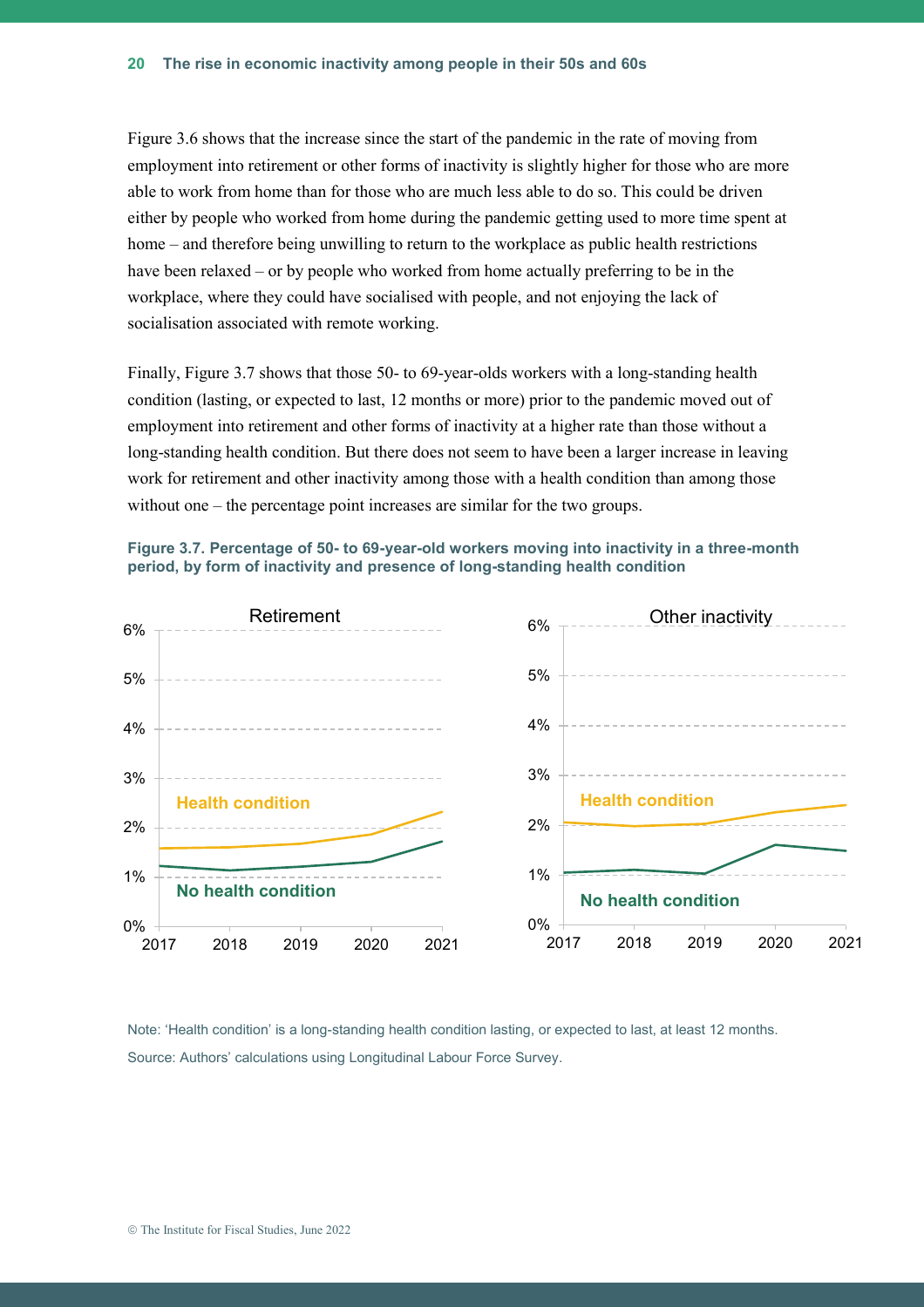Figure 3.6 shows that the increase since the start of the pandemic in the rate of moving from employment into retirement or other forms of inactivity is slightly higher for those who are more able to work from home than for those who are much less able to do so. This could be driven either by people who worked from home during the pandemic getting used to more time spent at home – and therefore being unwilling to return to the workplace as public health restrictions have been relaxed – or by people who worked from home actually preferring to be in the workplace, where they could have socialised with people, and not enjoying the lack of socialisation associated with remote working.

Finally, Figure 3.7 shows that those 50- to 69-year-olds workers with a long-standing health condition (lasting, or expected to last, 12 months or more) prior to the pandemic moved out of employment into retirement and other forms of inactivity at a higher rate than those without a long-standing health condition. But there does not seem to have been a larger increase in leaving work for retirement and other inactivity among those with a health condition than among those without one – the percentage point increases are similar for the two groups.

**Figure 3.7. Percentage of 50- to 69-year-old workers moving into inactivity in a three-month period, by form of inactivity and presence of long-standing health condition**

Note: 'Health condition' is a long-standing health condition lasting, or expected to last, at least 12 months.

Source: Authors' calculations using Longitudinal Labour Force Survey.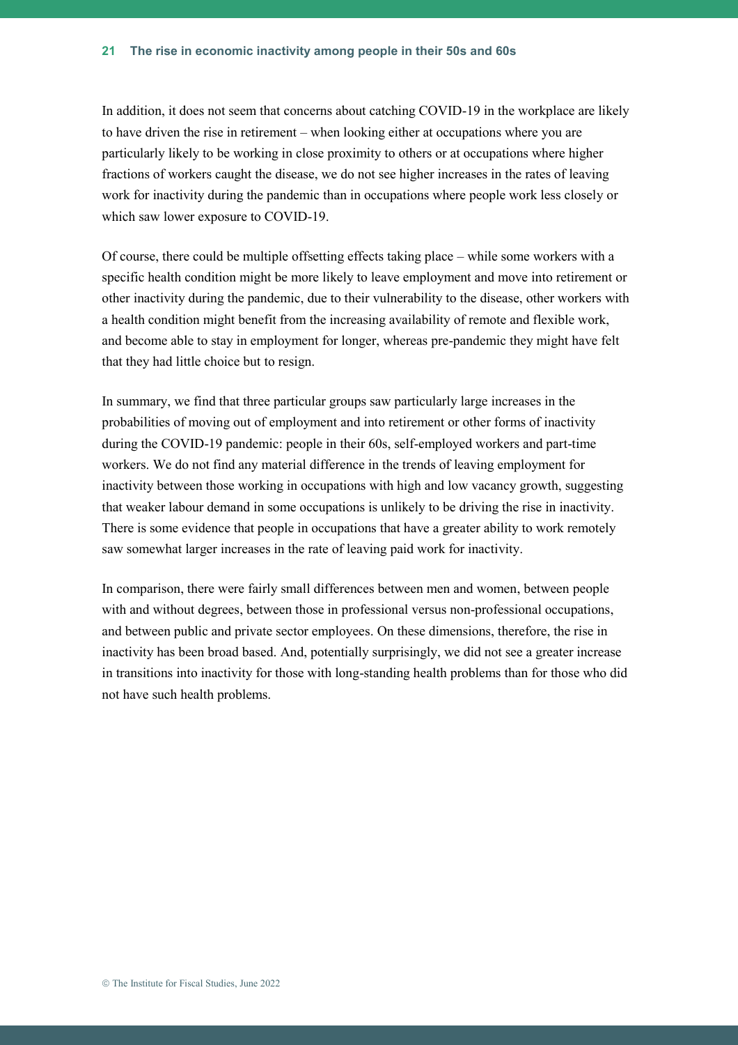In addition, it does not seem that concerns about catching COVID-19 in the workplace are likely to have driven the rise in retirement – when looking either at occupations where you are particularly likely to be working in close proximity to others or at occupations where higher fractions of workers caught the disease, we do not see higher increases in the rates of leaving work for inactivity during the pandemic than in occupations where people work less closely or which saw lower exposure to COVID-19.

Of course, there could be multiple offsetting effects taking place – while some workers with a specific health condition might be more likely to leave employment and move into retirement or other inactivity during the pandemic, due to their vulnerability to the disease, other workers with a health condition might benefit from the increasing availability of remote and flexible work, and become able to stay in employment for longer, whereas pre-pandemic they might have felt that they had little choice but to resign.

In summary, we find that three particular groups saw particularly large increases in the probabilities of moving out of employment and into retirement or other forms of inactivity during the COVID-19 pandemic: people in their 60s, self-employed workers and part-time workers. We do not find any material difference in the trends of leaving employment for inactivity between those working in occupations with high and low vacancy growth, suggesting that weaker labour demand in some occupations is unlikely to be driving the rise in inactivity. There is some evidence that people in occupations that have a greater ability to work remotely saw somewhat larger increases in the rate of leaving paid work for inactivity.

In comparison, there were fairly small differences between men and women, between people with and without degrees, between those in professional versus non-professional occupations, and between public and private sector employees. On these dimensions, therefore, the rise in inactivity has been broad based. And, potentially surprisingly, we did not see a greater increase in transitions into inactivity for those with long-standing health problems than for those who did not have such health problems.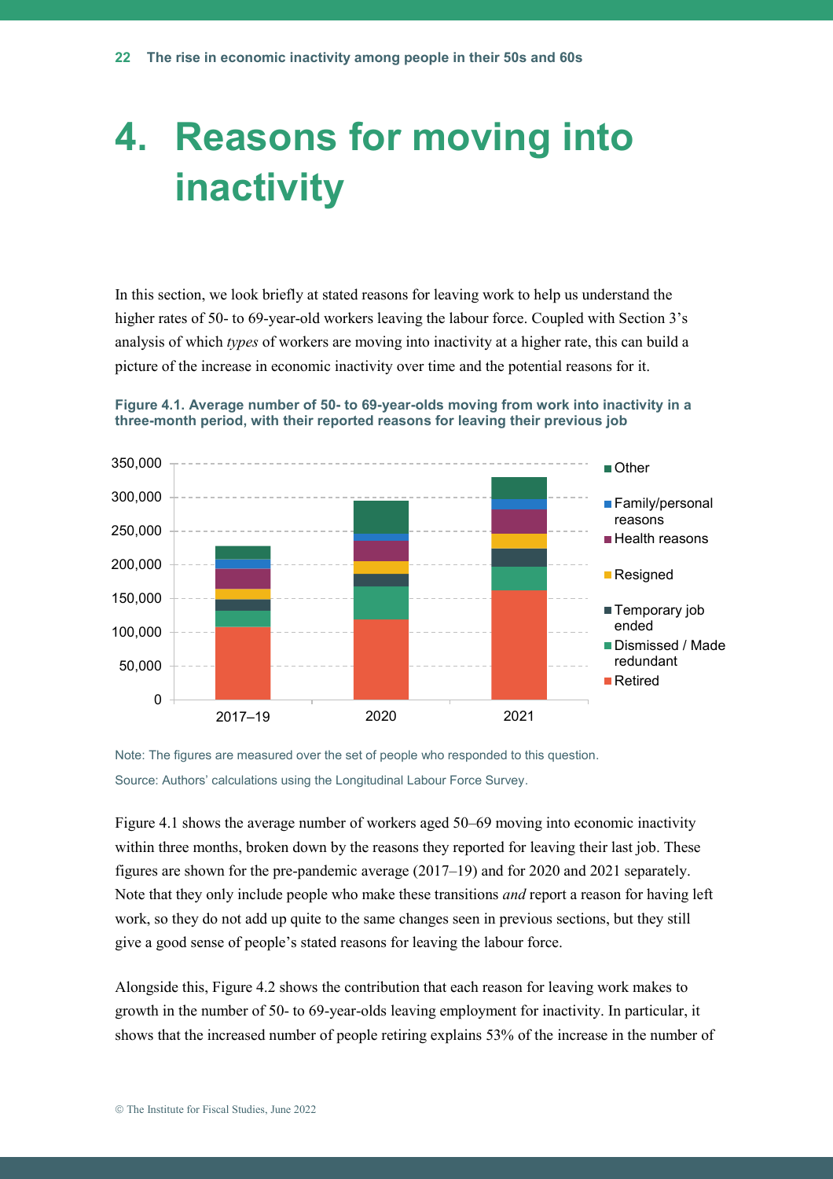# 4. Reasons for moving into inactivity

In this section, we look briefly at stated reasons for leaving work to help us understand the higher rates of 50- to 69-year-old workers leaving the labour force. Coupled with Section 3's analysis of which *types* of workers are moving into inactivity at a higher rate, this can build a picture of the increase in economic inactivity over time and the potential reasons for it.

**Figure 4.1. Average number of 50- to 69-year-olds moving from work into inactivity in a three-month period, with their reported reasons for leaving their previous job**

Note: The figures are measured over the set of people who responded to this question.

Source: Authors' calculations using the Longitudinal Labour Force Survey.

Figure 4.1 shows the average number of workers aged 50–69 moving into economic inactivity within three months, broken down by the reasons they reported for leaving their last job. These figures are shown for the pre-pandemic average (2017–19) and for 2020 and 2021 separately. Note that they only include people who make these transitions *and* report a reason for having left work, so they do not add up quite to the same changes seen in previous sections, but they still give a good sense of people's stated reasons for leaving the labour force.

Alongside this, Figure 4.2 shows the contribution that each reason for leaving work makes to growth in the number of 50- to 69-year-olds leaving employment for inactivity. In particular, it shows that the increased number of people retiring explains 53% of the increase in the number of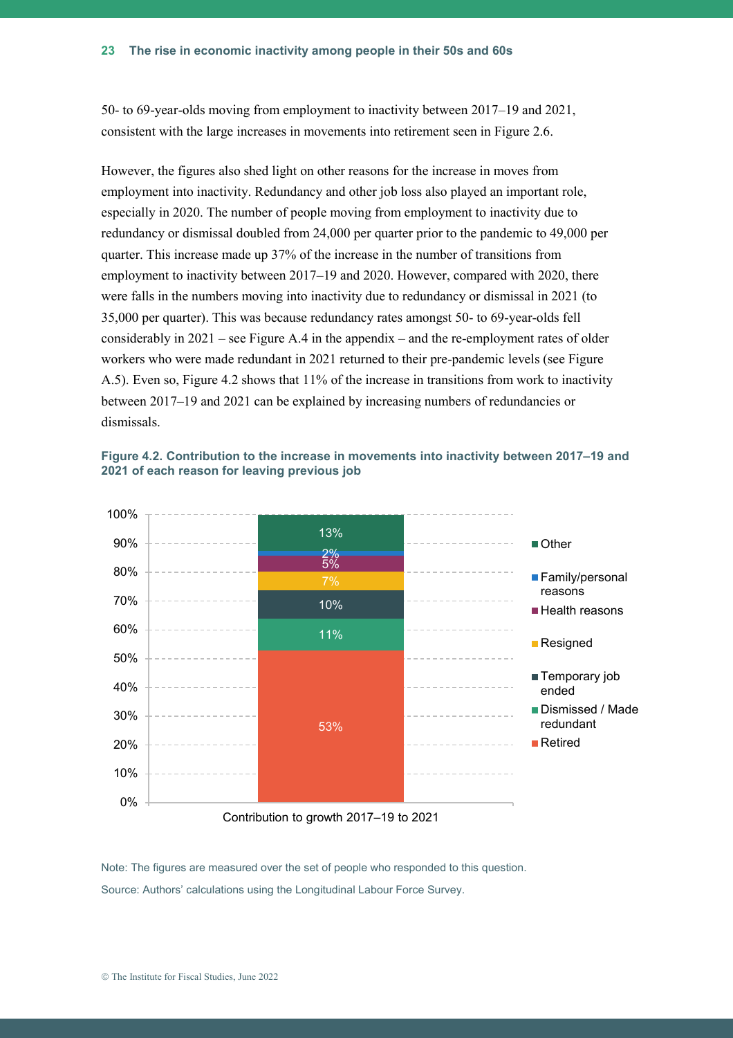50- to 69-year-olds moving from employment to inactivity between 2017–19 and 2021, consistent with the large increases in movements into retirement seen in Figure 2.6.

However, the figures also shed light on other reasons for the increase in moves from employment into inactivity. Redundancy and other job loss also played an important role, especially in 2020. The number of people moving from employment to inactivity due to redundancy or dismissal doubled from 24,000 per quarter prior to the pandemic to 49,000 per quarter. This increase made up 37% of the increase in the number of transitions from employment to inactivity between 2017–19 and 2020. However, compared with 2020, there were falls in the numbers moving into inactivity due to redundancy or dismissal in 2021 (to 35,000 per quarter). This was because redundancy rates amongst 50- to 69-year-olds fell considerably in 2021 – see Figure A.4 in the appendix – and the re-employment rates of older workers who were made redundant in 2021 returned to their pre-pandemic levels (see Figure A.5). Even so, Figure 4.2 shows that 11% of the increase in transitions from work to inactivity between 2017–19 and 2021 can be explained by increasing numbers of redundancies or dismissals.

**Figure 4.2. Contribution to the increase in movements into inactivity between 2017–19 and 2021 of each reason for leaving previous job**

| Reason | Contribution to growth 2017–19 to 2021 |
|---|---|
| Retired | 53% |
| Dismissed / Made redundant | 11% |
| Temporary job ended | 10% |
| Resigned | 7% |
| Health reasons | 5% |
| Family/personal reasons | 2% |
| Other | 13% |

Note: The figures are measured over the set of people who responded to this question.

Source: Authors' calculations using the Longitudinal Labour Force Survey.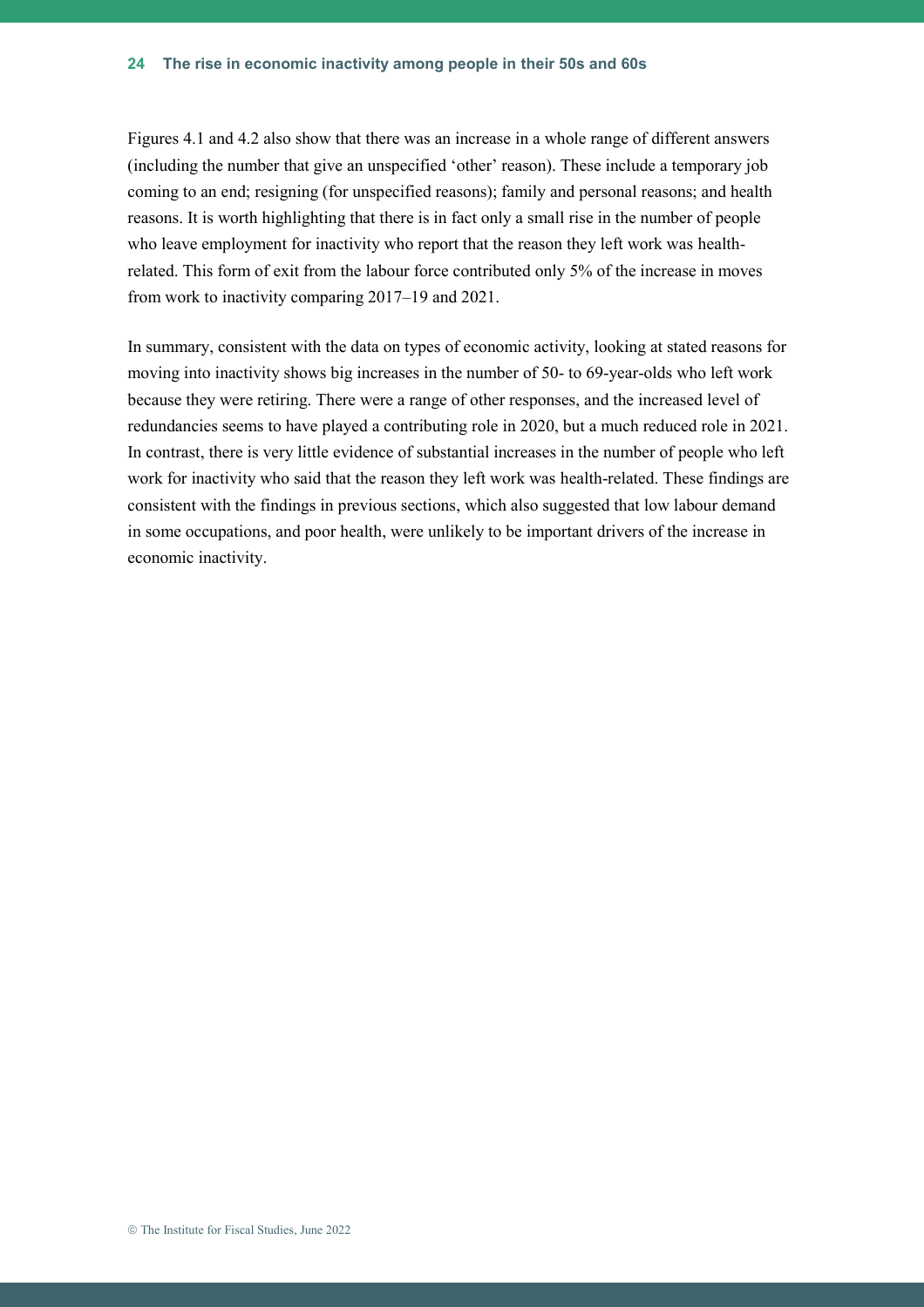Figures 4.1 and 4.2 also show that there was an increase in a whole range of different answers (including the number that give an unspecified 'other' reason). These include a temporary job coming to an end; resigning (for unspecified reasons); family and personal reasons; and health reasons. It is worth highlighting that there is in fact only a small rise in the number of people who leave employment for inactivity who report that the reason they left work was health-related. This form of exit from the labour force contributed only 5% of the increase in moves from work to inactivity comparing 2017–19 and 2021.

In summary, consistent with the data on types of economic activity, looking at stated reasons for moving into inactivity shows big increases in the number of 50- to 69-year-olds who left work because they were retiring. There were a range of other responses, and the increased level of redundancies seems to have played a contributing role in 2020, but a much reduced role in 2021. In contrast, there is very little evidence of substantial increases in the number of people who left work for inactivity who said that the reason they left work was health-related. These findings are consistent with the findings in previous sections, which also suggested that low labour demand in some occupations, and poor health, were unlikely to be important drivers of the increase in economic inactivity.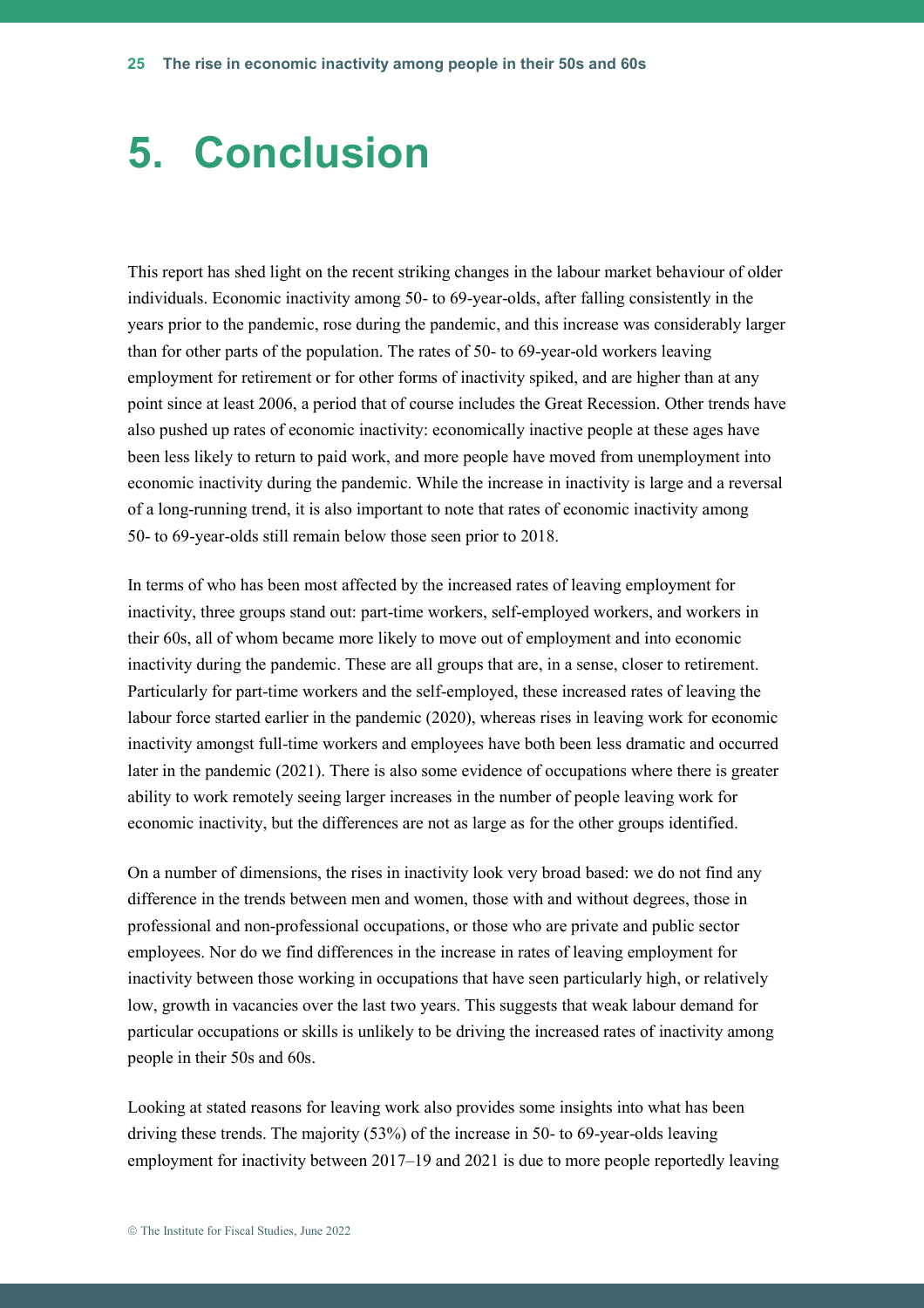# 5. Conclusion

This report has shed light on the recent striking changes in the labour market behaviour of older individuals. Economic inactivity among 50- to 69-year-olds, after falling consistently in the years prior to the pandemic, rose during the pandemic, and this increase was considerably larger than for other parts of the population. The rates of 50- to 69-year-old workers leaving employment for retirement or for other forms of inactivity spiked, and are higher than at any point since at least 2006, a period that of course includes the Great Recession. Other trends have also pushed up rates of economic inactivity: economically inactive people at these ages have been less likely to return to paid work, and more people have moved from unemployment into economic inactivity during the pandemic. While the increase in inactivity is large and a reversal of a long-running trend, it is also important to note that rates of economic inactivity among 50- to 69-year-olds still remain below those seen prior to 2018.

In terms of who has been most affected by the increased rates of leaving employment for inactivity, three groups stand out: part-time workers, self-employed workers, and workers in their 60s, all of whom became more likely to move out of employment and into economic inactivity during the pandemic. These are all groups that are, in a sense, closer to retirement. Particularly for part-time workers and the self-employed, these increased rates of leaving the labour force started earlier in the pandemic (2020), whereas rises in leaving work for economic inactivity amongst full-time workers and employees have both been less dramatic and occurred later in the pandemic (2021). There is also some evidence of occupations where there is greater ability to work remotely seeing larger increases in the number of people leaving work for economic inactivity, but the differences are not as large as for the other groups identified.

On a number of dimensions, the rises in inactivity look very broad based: we do not find any difference in the trends between men and women, those with and without degrees, those in professional and non-professional occupations, or those who are private and public sector employees. Nor do we find differences in the increase in rates of leaving employment for inactivity between those working in occupations that have seen particularly high, or relatively low, growth in vacancies over the last two years. This suggests that weak labour demand for particular occupations or skills is unlikely to be driving the increased rates of inactivity among people in their 50s and 60s.

Looking at stated reasons for leaving work also provides some insights into what has been driving these trends. The majority (53%) of the increase in 50- to 69-year-olds leaving employment for inactivity between 2017–19 and 2021 is due to more people reportedly leaving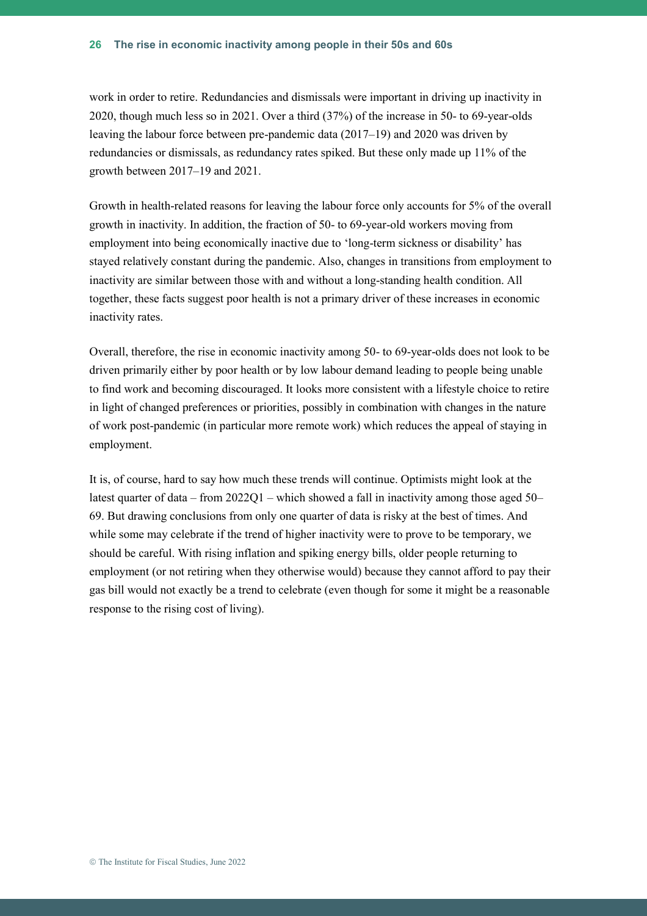work in order to retire. Redundancies and dismissals were important in driving up inactivity in 2020, though much less so in 2021. Over a third (37%) of the increase in 50- to 69-year-olds leaving the labour force between pre-pandemic data (2017–19) and 2020 was driven by redundancies or dismissals, as redundancy rates spiked. But these only made up 11% of the growth between 2017–19 and 2021.

Growth in health-related reasons for leaving the labour force only accounts for 5% of the overall growth in inactivity. In addition, the fraction of 50- to 69-year-old workers moving from employment into being economically inactive due to 'long-term sickness or disability' has stayed relatively constant during the pandemic. Also, changes in transitions from employment to inactivity are similar between those with and without a long-standing health condition. All together, these facts suggest poor health is not a primary driver of these increases in economic inactivity rates.

Overall, therefore, the rise in economic inactivity among 50- to 69-year-olds does not look to be driven primarily either by poor health or by low labour demand leading to people being unable to find work and becoming discouraged. It looks more consistent with a lifestyle choice to retire in light of changed preferences or priorities, possibly in combination with changes in the nature of work post-pandemic (in particular more remote work) which reduces the appeal of staying in employment.

It is, of course, hard to say how much these trends will continue. Optimists might look at the latest quarter of data – from 2022Q1 – which showed a fall in inactivity among those aged 50–69. But drawing conclusions from only one quarter of data is risky at the best of times. And while some may celebrate if the trend of higher inactivity were to prove to be temporary, we should be careful. With rising inflation and spiking energy bills, older people returning to employment (or not retiring when they otherwise would) because they cannot afford to pay their gas bill would not exactly be a trend to celebrate (even though for some it might be a reasonable response to the rising cost of living).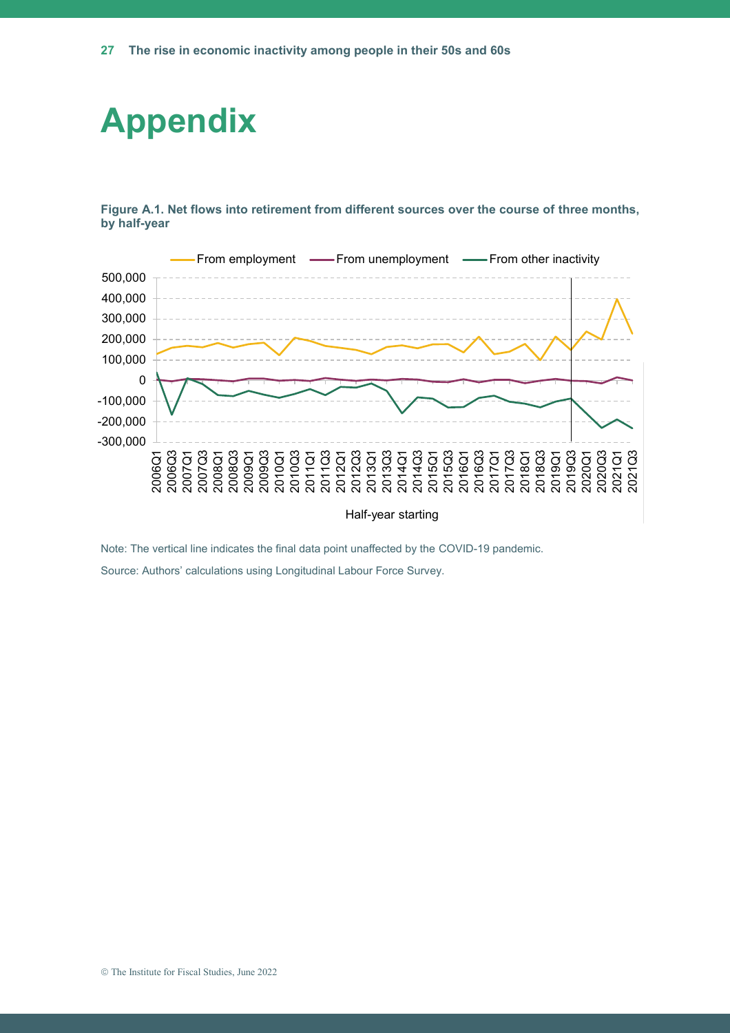# Appendix

**Figure A.1. Net flows into retirement from different sources over the course of three months, by half-year**

Note: The vertical line indicates the final data point unaffected by the COVID-19 pandemic.

Source: Authors' calculations using Longitudinal Labour Force Survey.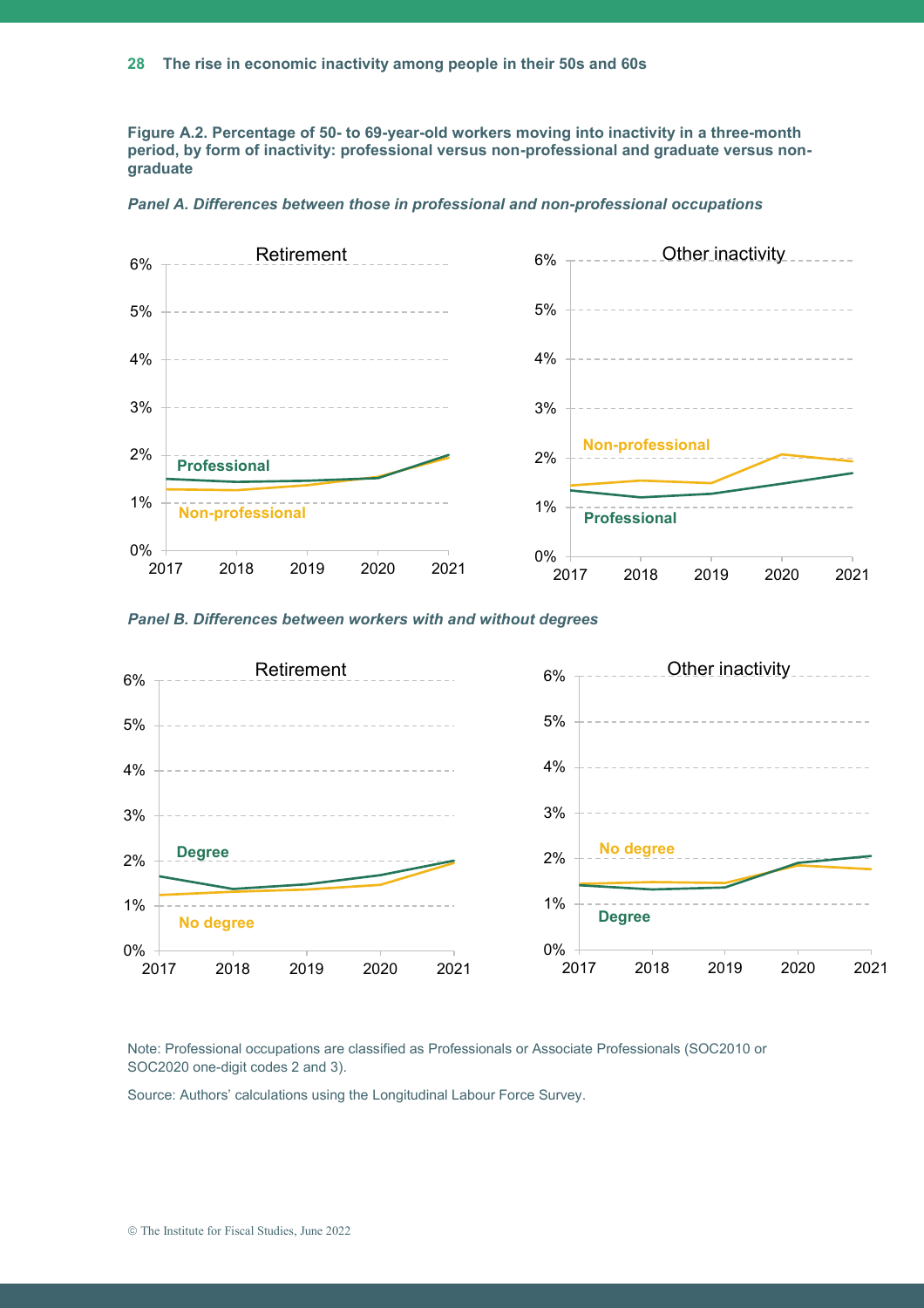**Figure A.2. Percentage of 50- to 69-year-old workers moving into inactivity in a three-month period, by form of inactivity: professional versus non-professional and graduate versus non-graduate**

*Panel A. Differences between those in professional and non-professional occupations*

*Panel B. Differences between workers with and without degrees*

Note: Professional occupations are classified as Professionals or Associate Professionals (SOC2010 or SOC2020 one-digit codes 2 and 3).

Source: Authors' calculations using the Longitudinal Labour Force Survey.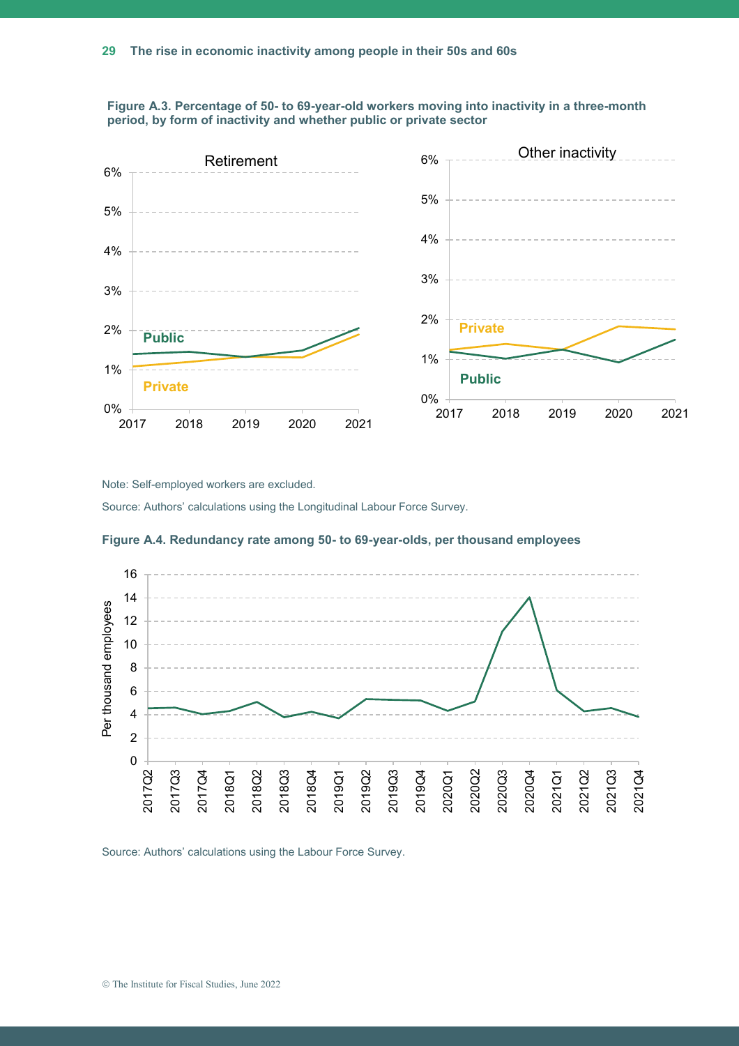**Figure A.3. Percentage of 50- to 69-year-old workers moving into inactivity in a three-month period, by form of inactivity and whether public or private sector**

Note: Self-employed workers are excluded.

Source: Authors' calculations using the Longitudinal Labour Force Survey.

**Figure A.4. Redundancy rate among 50- to 69-year-olds, per thousand employees**

Source: Authors' calculations using the Labour Force Survey.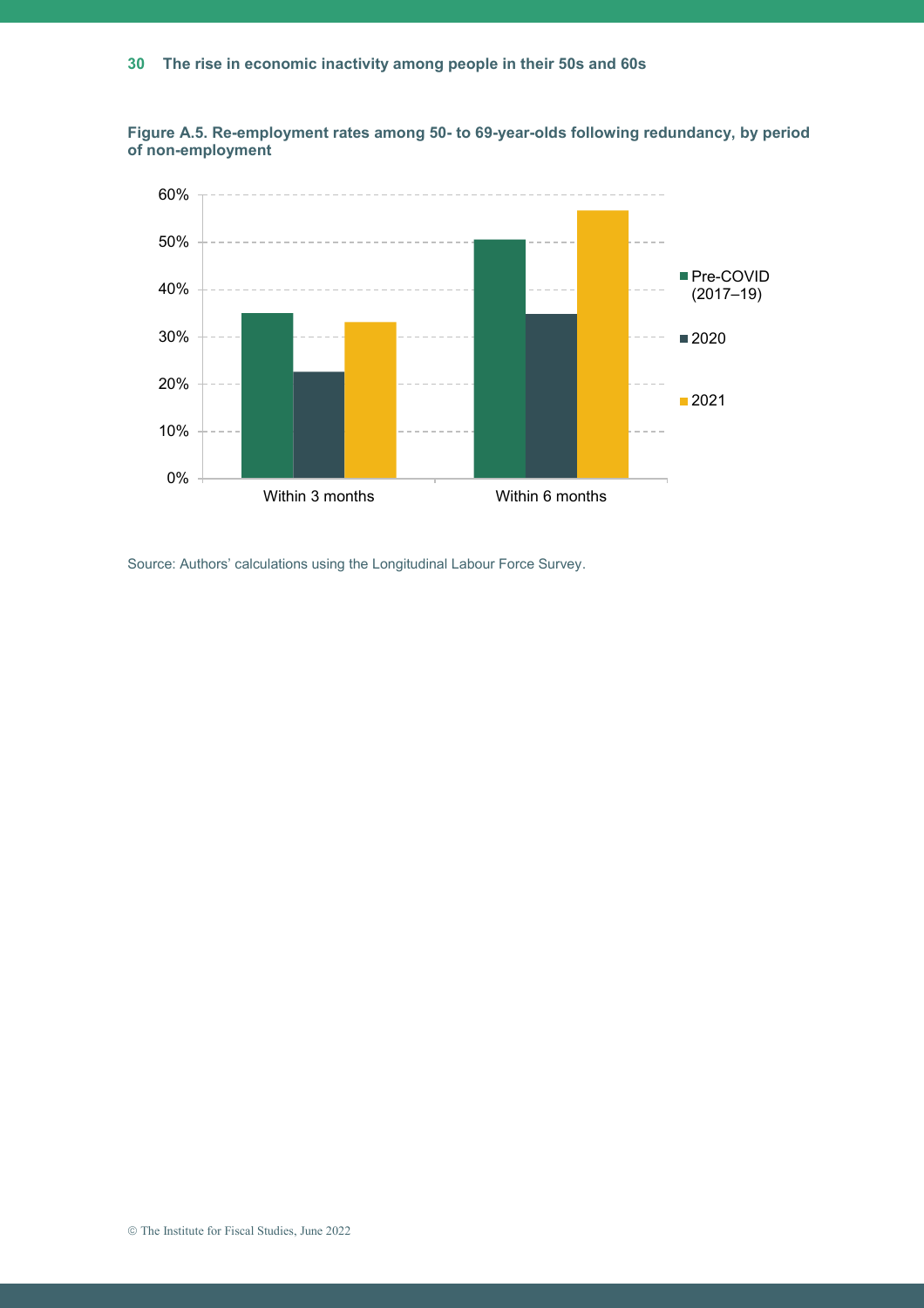**Figure A.5. Re-employment rates among 50- to 69-year-olds following redundancy, by period of non-employment**

Source: Authors' calculations using the Longitudinal Labour Force Survey.

© The Institute for Fiscal Studies, June 2022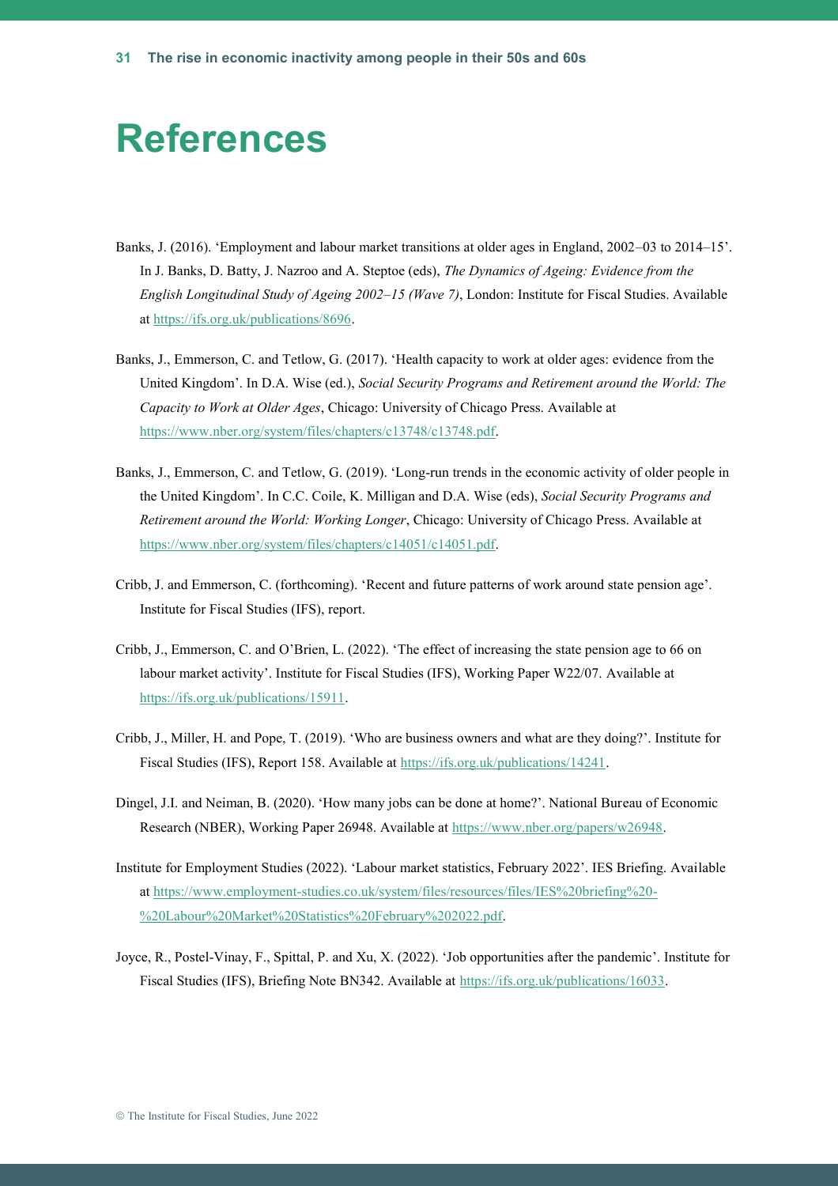# References

Banks, J. (2016). 'Employment and labour market transitions at older ages in England, 2002–03 to 2014–15'. In J. Banks, D. Batty, J. Nazroo and A. Steptoe (eds), *The Dynamics of Ageing: Evidence from the English Longitudinal Study of Ageing 2002–15 (Wave 7)*, London: Institute for Fiscal Studies. Available at https://ifs.org.uk/publications/8696.

Banks, J., Emmerson, C. and Tetlow, G. (2017). 'Health capacity to work at older ages: evidence from the United Kingdom'. In D.A. Wise (ed.), *Social Security Programs and Retirement around the World: The Capacity to Work at Older Ages*, Chicago: University of Chicago Press. Available at https://www.nber.org/system/files/chapters/c13748/c13748.pdf.

Banks, J., Emmerson, C. and Tetlow, G. (2019). 'Long-run trends in the economic activity of older people in the United Kingdom'. In C.C. Coile, K. Milligan and D.A. Wise (eds), *Social Security Programs and Retirement around the World: Working Longer*, Chicago: University of Chicago Press. Available at https://www.nber.org/system/files/chapters/c14051/c14051.pdf.

Cribb, J. and Emmerson, C. (forthcoming). 'Recent and future patterns of work around state pension age'. Institute for Fiscal Studies (IFS), report.

Cribb, J., Emmerson, C. and O'Brien, L. (2022). 'The effect of increasing the state pension age to 66 on labour market activity'. Institute for Fiscal Studies (IFS), Working Paper W22/07. Available at https://ifs.org.uk/publications/15911.

Cribb, J., Miller, H. and Pope, T. (2019). 'Who are business owners and what are they doing?'. Institute for Fiscal Studies (IFS), Report 158. Available at https://ifs.org.uk/publications/14241.

Dingel, J.I. and Neiman, B. (2020). 'How many jobs can be done at home?'. National Bureau of Economic Research (NBER), Working Paper 26948. Available at https://www.nber.org/papers/w26948.

Institute for Employment Studies (2022). 'Labour market statistics, February 2022'. IES Briefing. Available at https://www.employment-studies.co.uk/system/files/resources/files/IES%20briefing%20-%20Labour%20Market%20Statistics%20February%202022.pdf.

Joyce, R., Postel-Vinay, F., Spittal, P. and Xu, X. (2022). 'Job opportunities after the pandemic'. Institute for Fiscal Studies (IFS), Briefing Note BN342. Available at https://ifs.org.uk/publications/16033.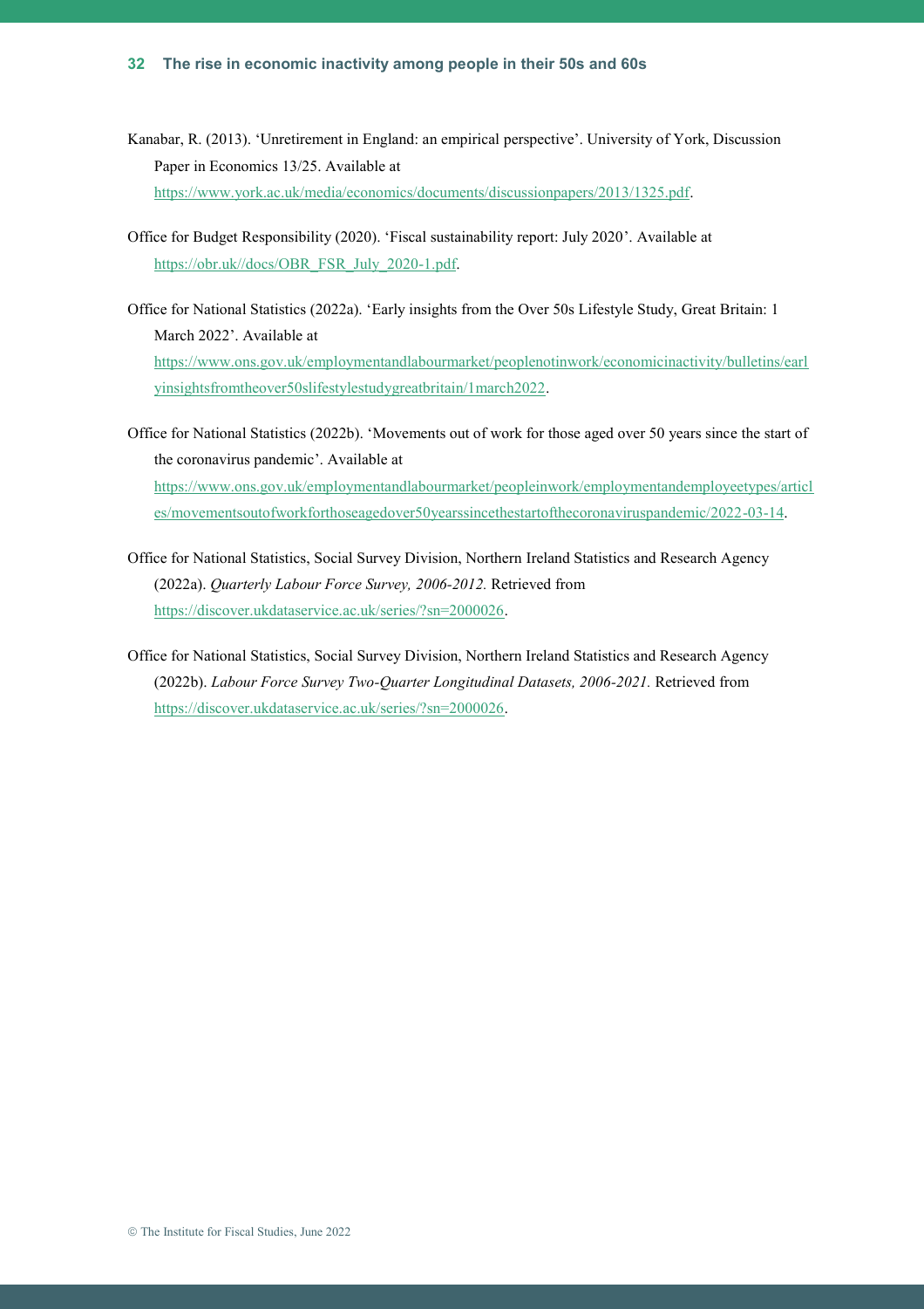Kanabar, R. (2013). 'Unretirement in England: an empirical perspective'. University of York, Discussion Paper in Economics 13/25. Available at https://www.york.ac.uk/media/economics/documents/discussionpapers/2013/1325.pdf.

Office for Budget Responsibility (2020). 'Fiscal sustainability report: July 2020'. Available at https://obr.uk//docs/OBR_FSR_July_2020-1.pdf.

Office for National Statistics (2022a). 'Early insights from the Over 50s Lifestyle Study, Great Britain: 1 March 2022'. Available at https://www.ons.gov.uk/employmentandlabourmarket/peoplenotinwork/economicinactivity/bulletins/earlyinsightsfromtheover50slifestylestudygreatbritain/1march2022.

Office for National Statistics (2022b). 'Movements out of work for those aged over 50 years since the start of the coronavirus pandemic'. Available at https://www.ons.gov.uk/employmentandlabourmarket/peopleinwork/employmentandemployeetypes/articles/movementsoutofworkforthoseagedover50yearssincethestartofthecoronaviruspandemic/2022-03-14.

Office for National Statistics, Social Survey Division, Northern Ireland Statistics and Research Agency (2022a). *Quarterly Labour Force Survey, 2006-2012.* Retrieved from https://discover.ukdataservice.ac.uk/series/?sn=2000026.

Office for National Statistics, Social Survey Division, Northern Ireland Statistics and Research Agency (2022b). *Labour Force Survey Two-Quarter Longitudinal Datasets, 2006-2021.* Retrieved from https://discover.ukdataservice.ac.uk/series/?sn=2000026.